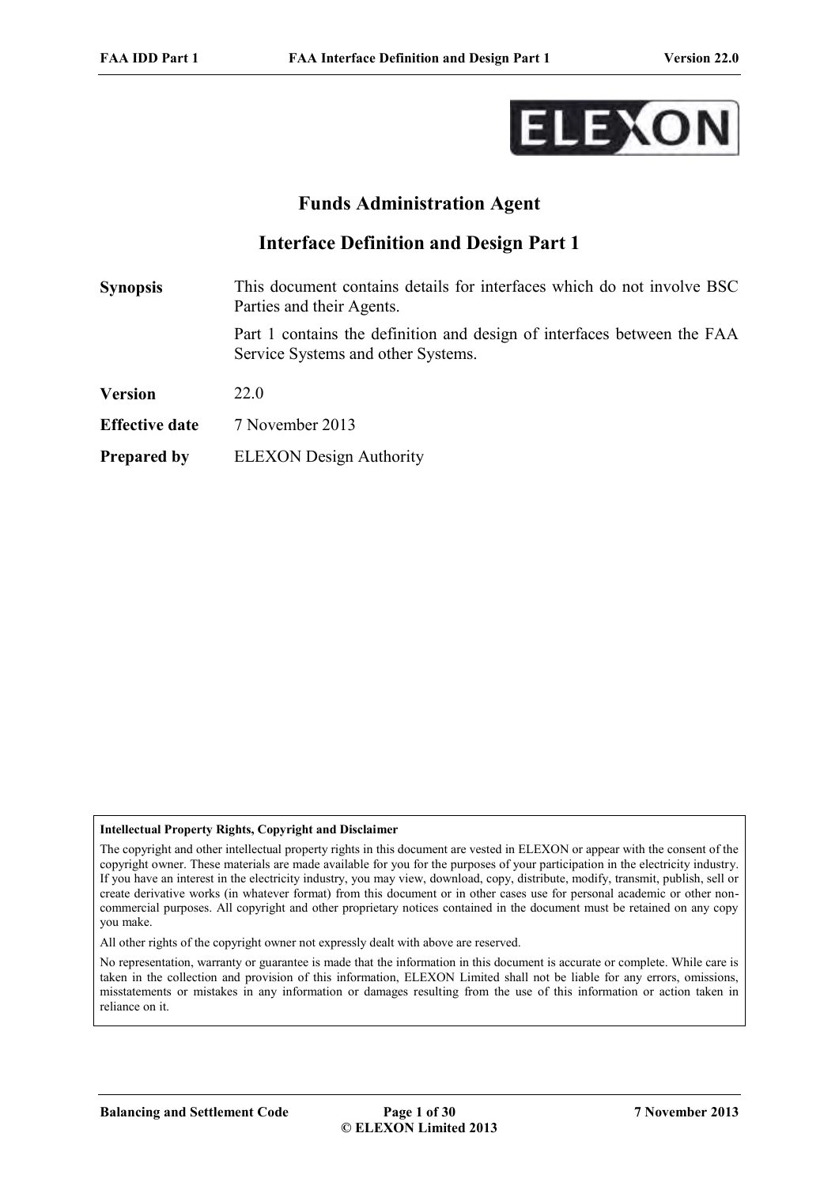# Funds Administration Agent

## Interface Definition and Design Part 1

| | |
|---|---|
| **Synopsis** | This document contains details for interfaces which do not involve BSC Parties and their Agents.<br><br>Part 1 contains the definition and design of interfaces between the FAA Service Systems and other Systems. |
| **Version** | 22.0 |
| **Effective date** | 7 November 2013 |
| **Prepared by** | ELEXON Design Authority |

**Intellectual Property Rights, Copyright and Disclaimer**

The copyright and other intellectual property rights in this document are vested in ELEXON or appear with the consent of the copyright owner. These materials are made available for you for the purposes of your participation in the electricity industry. If you have an interest in the electricity industry, you may view, download, copy, distribute, modify, transmit, publish, sell or create derivative works (in whatever format) from this document or in other cases use for personal academic or other non-commercial purposes. All copyright and other proprietary notices contained in the document must be retained on any copy you make.

All other rights of the copyright owner not expressly dealt with above are reserved.

No representation, warranty or guarantee is made that the information in this document is accurate or complete. While care is taken in the collection and provision of this information, ELEXON Limited shall not be liable for any errors, omissions, misstatements or mistakes in any information or damages resulting from the use of this information or action taken in reliance on it.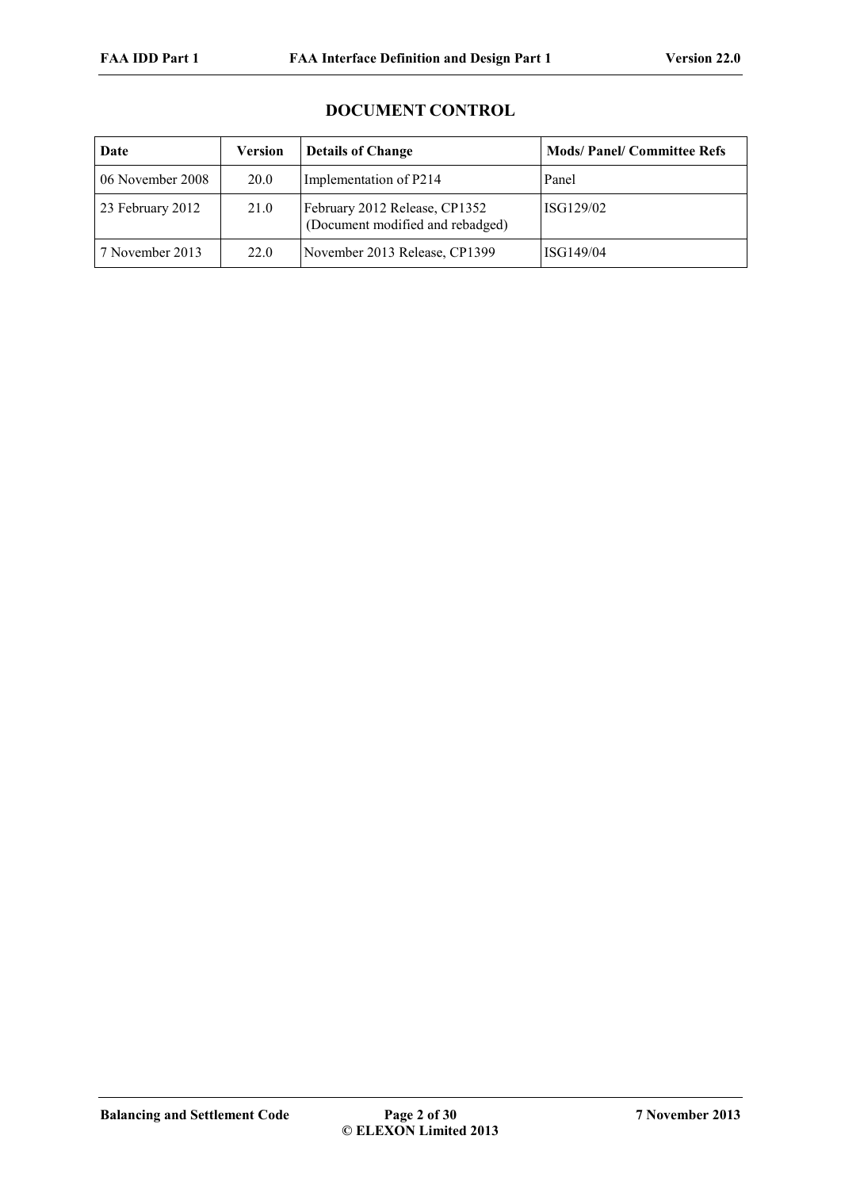## DOCUMENT CONTROL

| Date | Version | Details of Change | Mods/ Panel/ Committee Refs |
|---|---|---|---|
| 06 November 2008 | 20.0 | Implementation of P214 | Panel |
| 23 February 2012 | 21.0 | February 2012 Release, CP1352 (Document modified and rebadged) | ISG129/02 |
| 7 November 2013 | 22.0 | November 2013 Release, CP1399 | ISG149/04 |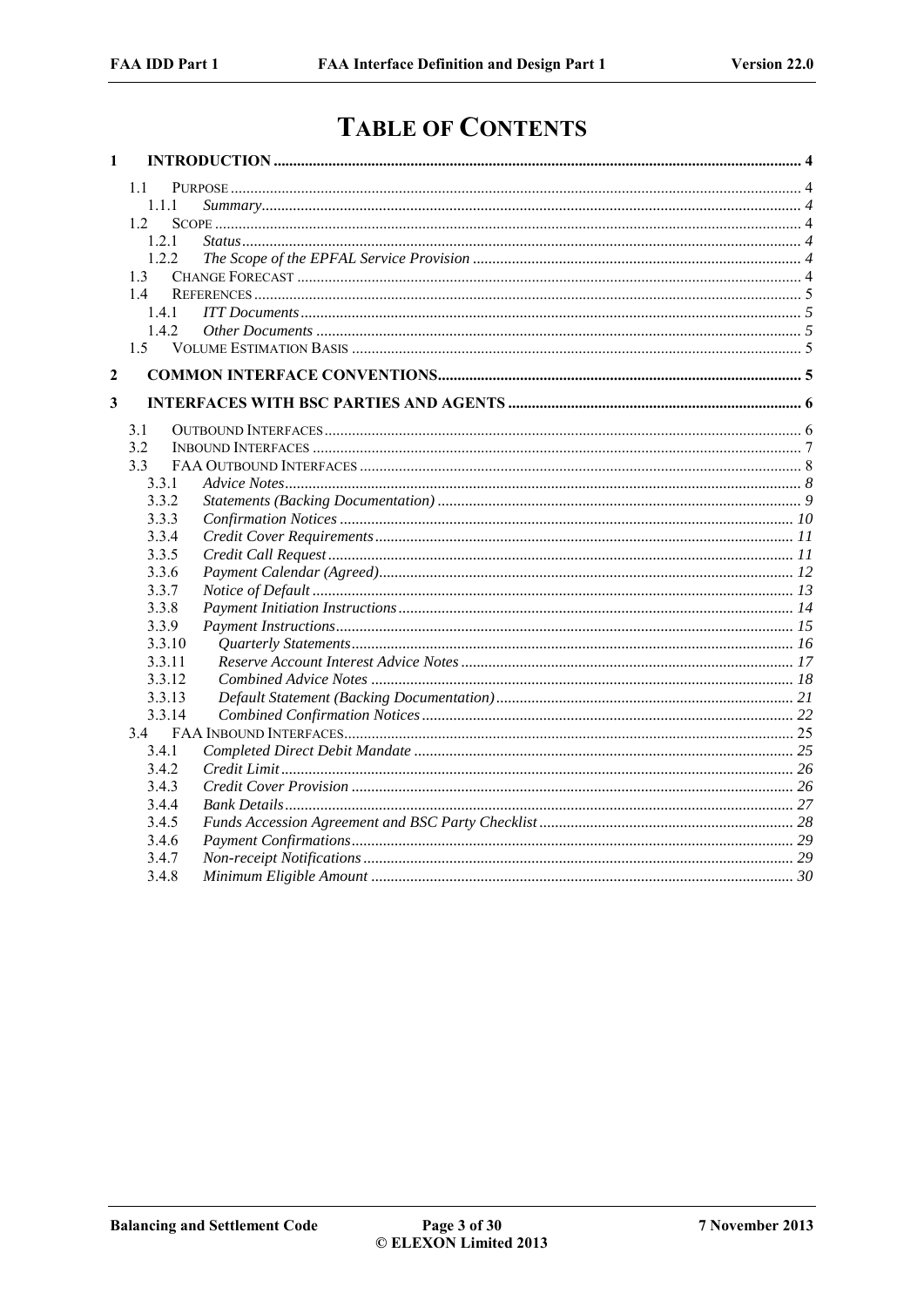# TABLE OF CONTENTS

1 INTRODUCTION ........................................................ 4
  1.1 PURPOSE ........................................................ 4
    1.1.1 *Summary* ........................................................ 4
  1.2 SCOPE ........................................................ 4
    1.2.1 *Status* ........................................................ 4
    1.2.2 *The Scope of the EPFAL Service Provision* ........................................................ 4
  1.3 CHANGE FORECAST ........................................................ 4
  1.4 REFERENCES ........................................................ 5
    1.4.1 *ITT Documents* ........................................................ 5
    1.4.2 *Other Documents* ........................................................ 5
  1.5 VOLUME ESTIMATION BASIS ........................................................ 5

2 COMMON INTERFACE CONVENTIONS ........................................................ 5

3 INTERFACES WITH BSC PARTIES AND AGENTS ........................................................ 6
  3.1 OUTBOUND INTERFACES ........................................................ 6
  3.2 INBOUND INTERFACES ........................................................ 7
  3.3 FAA OUTBOUND INTERFACES ........................................................ 8
    3.3.1 *Advice Notes* ........................................................ 8
    3.3.2 *Statements (Backing Documentation)* ........................................................ 9
    3.3.3 *Confirmation Notices* ........................................................ 10
    3.3.4 *Credit Cover Requirements* ........................................................ 11
    3.3.5 *Credit Call Request* ........................................................ 11
    3.3.6 *Payment Calendar (Agreed)* ........................................................ 12
    3.3.7 *Notice of Default* ........................................................ 13
    3.3.8 *Payment Initiation Instructions* ........................................................ 14
    3.3.9 *Payment Instructions* ........................................................ 15
    3.3.10 *Quarterly Statements* ........................................................ 16
    3.3.11 *Reserve Account Interest Advice Notes* ........................................................ 17
    3.3.12 *Combined Advice Notes* ........................................................ 18
    3.3.13 *Default Statement (Backing Documentation)* ........................................................ 21
    3.3.14 *Combined Confirmation Notices* ........................................................ 22
  3.4 FAA INBOUND INTERFACES ........................................................ 25
    3.4.1 *Completed Direct Debit Mandate* ........................................................ 25
    3.4.2 *Credit Limit* ........................................................ 26
    3.4.3 *Credit Cover Provision* ........................................................ 26
    3.4.4 *Bank Details* ........................................................ 27
    3.4.5 *Funds Accession Agreement and BSC Party Checklist* ........................................................ 28
    3.4.6 *Payment Confirmations* ........................................................ 29
    3.4.7 *Non-receipt Notifications* ........................................................ 29
    3.4.8 *Minimum Eligible Amount* ........................................................ 30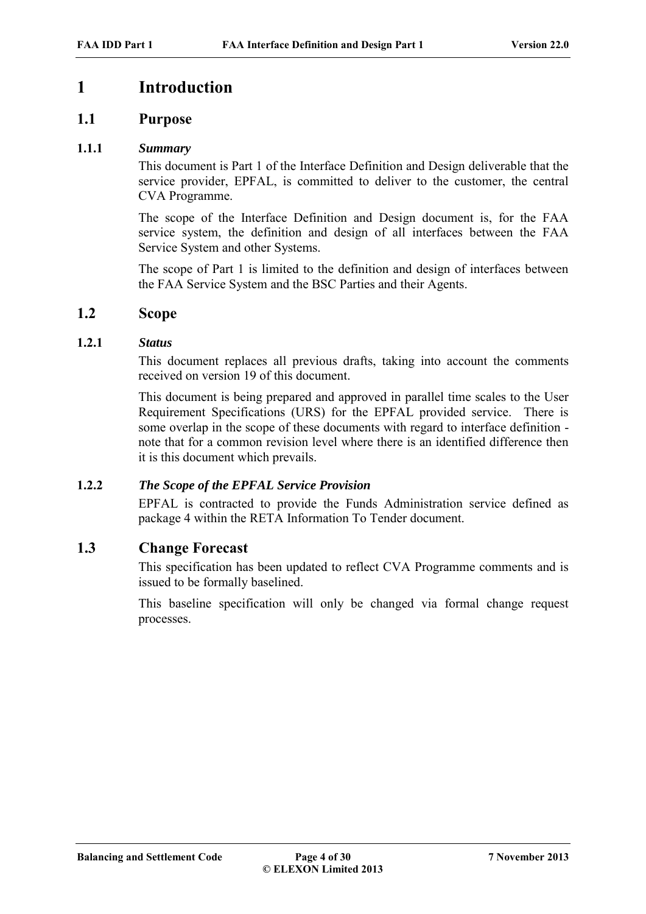# 1 Introduction

## 1.1 Purpose

### 1.1.1 *Summary*

This document is Part 1 of the Interface Definition and Design deliverable that the service provider, EPFAL, is committed to deliver to the customer, the central CVA Programme.

The scope of the Interface Definition and Design document is, for the FAA service system, the definition and design of all interfaces between the FAA Service System and other Systems.

The scope of Part 1 is limited to the definition and design of interfaces between the FAA Service System and the BSC Parties and their Agents.

## 1.2 Scope

### 1.2.1 *Status*

This document replaces all previous drafts, taking into account the comments received on version 19 of this document.

This document is being prepared and approved in parallel time scales to the User Requirement Specifications (URS) for the EPFAL provided service. There is some overlap in the scope of these documents with regard to interface definition - note that for a common revision level where there is an identified difference then it is this document which prevails.

### 1.2.2 *The Scope of the EPFAL Service Provision*

EPFAL is contracted to provide the Funds Administration service defined as package 4 within the RETA Information To Tender document.

## 1.3 Change Forecast

This specification has been updated to reflect CVA Programme comments and is issued to be formally baselined.

This baseline specification will only be changed via formal change request processes.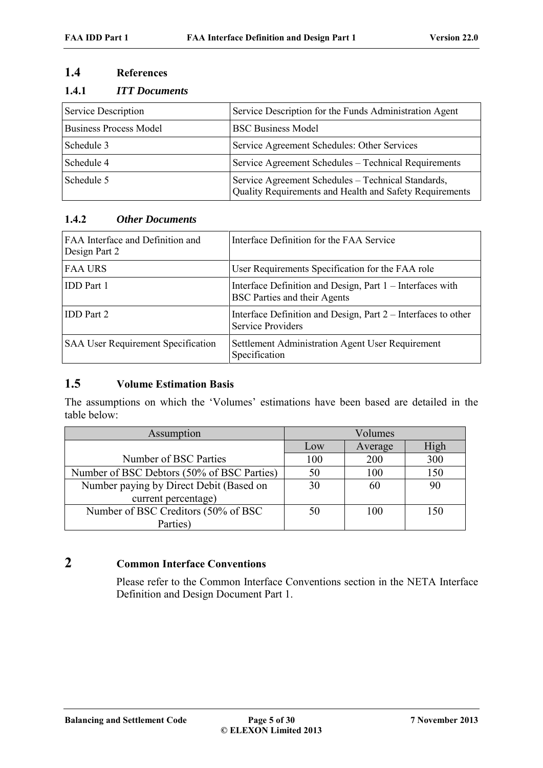## 1.4 References

### 1.4.1 *ITT Documents*

| Service Description | Service Description for the Funds Administration Agent |
|---|---|
| Business Process Model | BSC Business Model |
| Schedule 3 | Service Agreement Schedules: Other Services |
| Schedule 4 | Service Agreement Schedules – Technical Requirements |
| Schedule 5 | Service Agreement Schedules – Technical Standards, Quality Requirements and Health and Safety Requirements |

### 1.4.2 *Other Documents*

| FAA Interface and Definition and Design Part 2 | Interface Definition for the FAA Service |
|---|---|
| FAA URS | User Requirements Specification for the FAA role |
| IDD Part 1 | Interface Definition and Design, Part 1 – Interfaces with BSC Parties and their Agents |
| IDD Part 2 | Interface Definition and Design, Part 2 – Interfaces to other Service Providers |
| SAA User Requirement Specification | Settlement Administration Agent User Requirement Specification |

## 1.5 Volume Estimation Basis

The assumptions on which the 'Volumes' estimations have been based are detailed in the table below:

| Assumption | Volumes | | |
|---|---|---|---|
| | Low | Average | High |
| Number of BSC Parties | 100 | 200 | 300 |
| Number of BSC Debtors (50% of BSC Parties) | 50 | 100 | 150 |
| Number paying by Direct Debit (Based on current percentage) | 30 | 60 | 90 |
| Number of BSC Creditors (50% of BSC Parties) | 50 | 100 | 150 |

# 2 Common Interface Conventions

Please refer to the Common Interface Conventions section in the NETA Interface Definition and Design Document Part 1.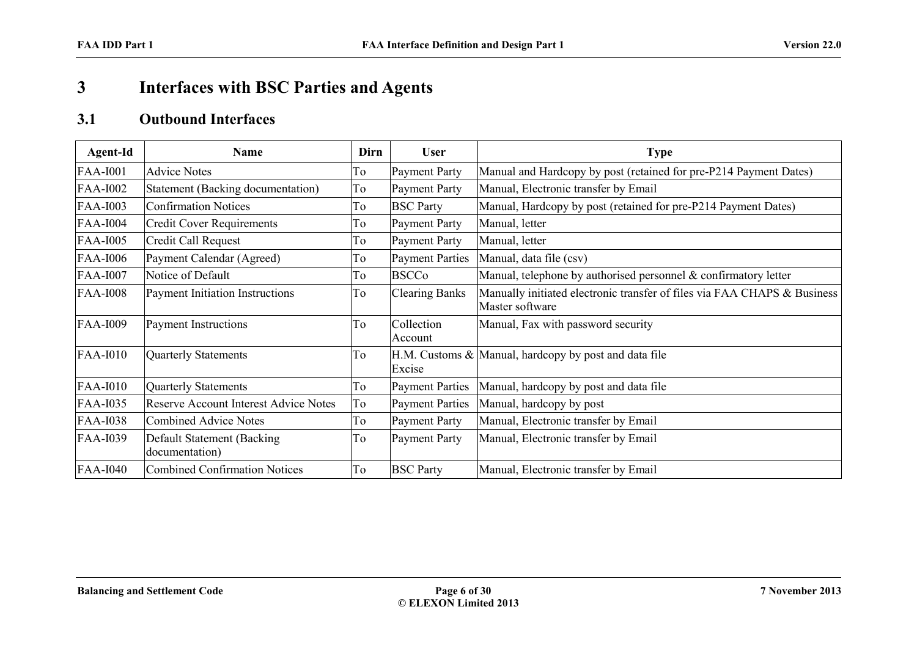# 3 Interfaces with BSC Parties and Agents

## 3.1 Outbound Interfaces

| Agent-Id | Name | Dirn | User | Type |
|---|---|---|---|---|
| FAA-I001 | Advice Notes | To | Payment Party | Manual and Hardcopy by post (retained for pre-P214 Payment Dates) |
| FAA-I002 | Statement (Backing documentation) | To | Payment Party | Manual, Electronic transfer by Email |
| FAA-I003 | Confirmation Notices | To | BSC Party | Manual, Hardcopy by post (retained for pre-P214 Payment Dates) |
| FAA-I004 | Credit Cover Requirements | To | Payment Party | Manual, letter |
| FAA-I005 | Credit Call Request | To | Payment Party | Manual, letter |
| FAA-I006 | Payment Calendar (Agreed) | To | Payment Parties | Manual, data file (csv) |
| FAA-I007 | Notice of Default | To | BSCCo | Manual, telephone by authorised personnel & confirmatory letter |
| FAA-I008 | Payment Initiation Instructions | To | Clearing Banks | Manually initiated electronic transfer of files via FAA CHAPS & Business Master software |
| FAA-I009 | Payment Instructions | To | Collection Account | Manual, Fax with password security |
| FAA-I010 | Quarterly Statements | To | H.M. Customs & Excise | Manual, hardcopy by post and data file |
| FAA-I010 | Quarterly Statements | To | Payment Parties | Manual, hardcopy by post and data file |
| FAA-I035 | Reserve Account Interest Advice Notes | To | Payment Parties | Manual, hardcopy by post |
| FAA-I038 | Combined Advice Notes | To | Payment Party | Manual, Electronic transfer by Email |
| FAA-I039 | Default Statement (Backing documentation) | To | Payment Party | Manual, Electronic transfer by Email |
| FAA-I040 | Combined Confirmation Notices | To | BSC Party | Manual, Electronic transfer by Email |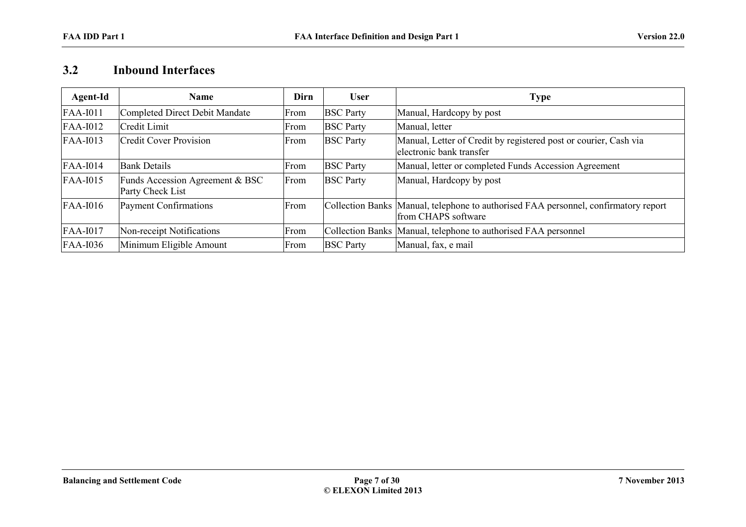## 3.2 Inbound Interfaces

| Agent-Id | Name | Dirn | User | Type |
|---|---|---|---|---|
| FAA-I011 | Completed Direct Debit Mandate | From | BSC Party | Manual, Hardcopy by post |
| FAA-I012 | Credit Limit | From | BSC Party | Manual, letter |
| FAA-I013 | Credit Cover Provision | From | BSC Party | Manual, Letter of Credit by registered post or courier, Cash via electronic bank transfer |
| FAA-I014 | Bank Details | From | BSC Party | Manual, letter or completed Funds Accession Agreement |
| FAA-I015 | Funds Accession Agreement & BSC Party Check List | From | BSC Party | Manual, Hardcopy by post |
| FAA-I016 | Payment Confirmations | From | Collection Banks | Manual, telephone to authorised FAA personnel, confirmatory report from CHAPS software |
| FAA-I017 | Non-receipt Notifications | From | Collection Banks | Manual, telephone to authorised FAA personnel |
| FAA-I036 | Minimum Eligible Amount | From | BSC Party | Manual, fax, e mail |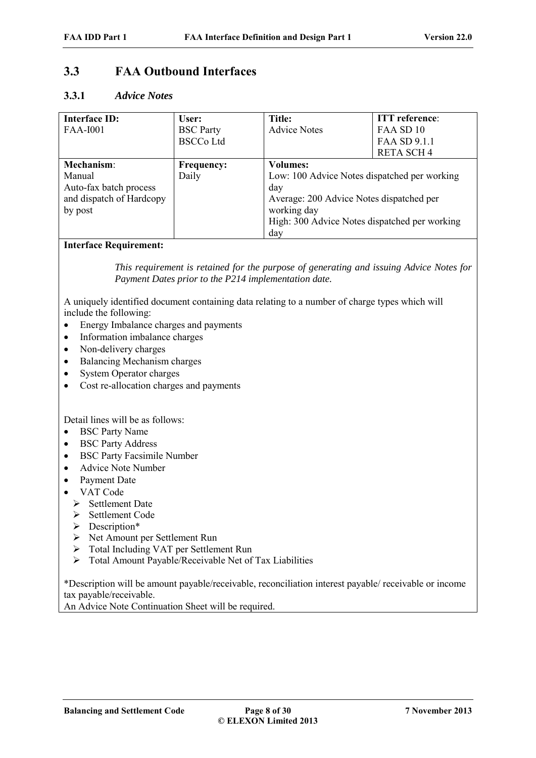## 3.3 FAA Outbound Interfaces

### 3.3.1 *Advice Notes*

| **Interface ID:**<br>FAA-I001 | **User:**<br>BSC Party<br>BSCCo Ltd | **Title:**<br>Advice Notes | **ITT reference**:<br>FAA SD 10<br>FAA SD 9.1.1<br>RETA SCH 4 |
|---|---|---|---|
| **Mechanism**:<br>Manual<br>Auto-fax batch process and dispatch of Hardcopy by post | **Frequency:**<br>Daily | **Volumes:**<br>Low: 100 Advice Notes dispatched per working day<br>Average: 200 Advice Notes dispatched per working day<br>High: 300 Advice Notes dispatched per working day | |

**Interface Requirement:**

> *This requirement is retained for the purpose of generating and issuing Advice Notes for Payment Dates prior to the P214 implementation date.*

A uniquely identified document containing data relating to a number of charge types which will include the following:

- Energy Imbalance charges and payments
- Information imbalance charges
- Non-delivery charges
- Balancing Mechanism charges
- System Operator charges
- Cost re-allocation charges and payments

Detail lines will be as follows:

- BSC Party Name
- BSC Party Address
- BSC Party Facsimile Number
- Advice Note Number
- Payment Date
- VAT Code
  - Settlement Date
  - Settlement Code
  - Description*
  - Net Amount per Settlement Run
  - Total Including VAT per Settlement Run
  - Total Amount Payable/Receivable Net of Tax Liabilities

*Description will be amount payable/receivable, reconciliation interest payable/ receivable or income tax payable/receivable.

An Advice Note Continuation Sheet will be required.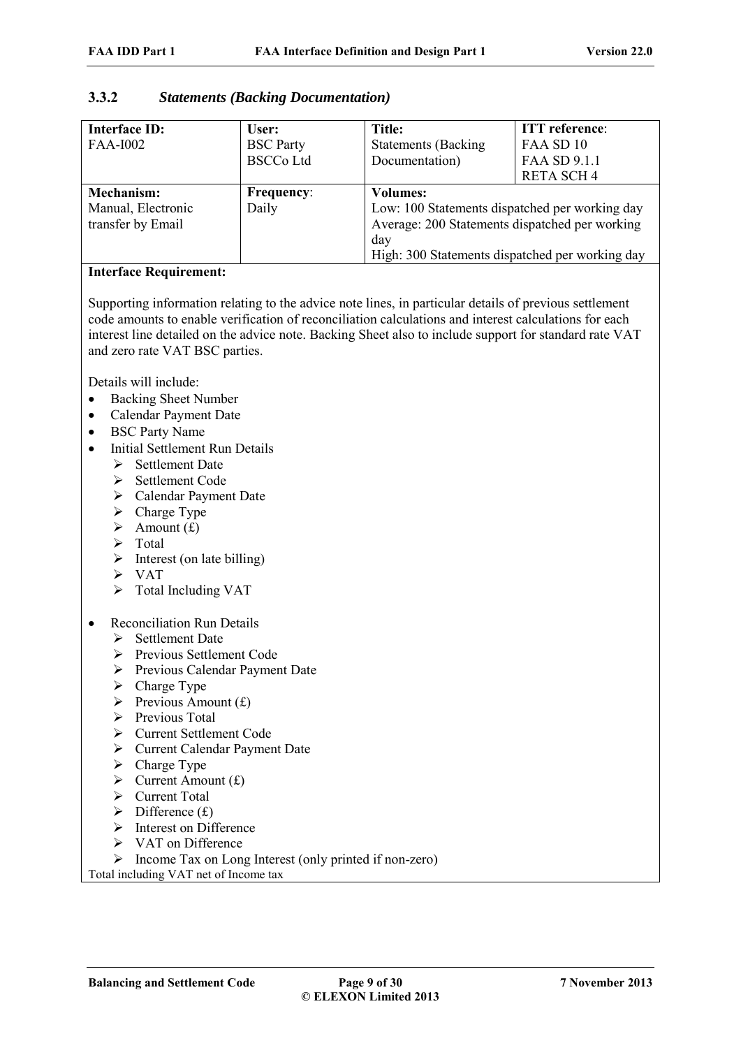### 3.3.2 *Statements (Backing Documentation)*

| **Interface ID:** FAA-I002 | **User:** BSC Party BSCCo Ltd | **Title:** Statements (Backing Documentation) | **ITT reference**: FAA SD 10 FAA SD 9.1.1 RETA SCH 4 |
|---|---|---|---|
| **Mechanism:** Manual, Electronic transfer by Email | **Frequency**: Daily | **Volumes:** Low: 100 Statements dispatched per working day Average: 200 Statements dispatched per working day High: 300 Statements dispatched per working day | |

**Interface Requirement:**

Supporting information relating to the advice note lines, in particular details of previous settlement code amounts to enable verification of reconciliation calculations and interest calculations for each interest line detailed on the advice note. Backing Sheet also to include support for standard rate VAT and zero rate VAT BSC parties.

Details will include:

- Backing Sheet Number
- Calendar Payment Date
- BSC Party Name
- Initial Settlement Run Details
  - Settlement Date
  - Settlement Code
  - Calendar Payment Date
  - Charge Type
  - Amount (£)
  - Total
  - Interest (on late billing)
  - VAT
  - Total Including VAT
- Reconciliation Run Details
  - Settlement Date
  - Previous Settlement Code
  - Previous Calendar Payment Date
  - Charge Type
  - Previous Amount (£)
  - Previous Total
  - Current Settlement Code
  - Current Calendar Payment Date
  - Charge Type
  - Current Amount (£)
  - Current Total
  - Difference (£)
  - Interest on Difference
  - VAT on Difference
  - Income Tax on Long Interest (only printed if non-zero)

Total including VAT net of Income tax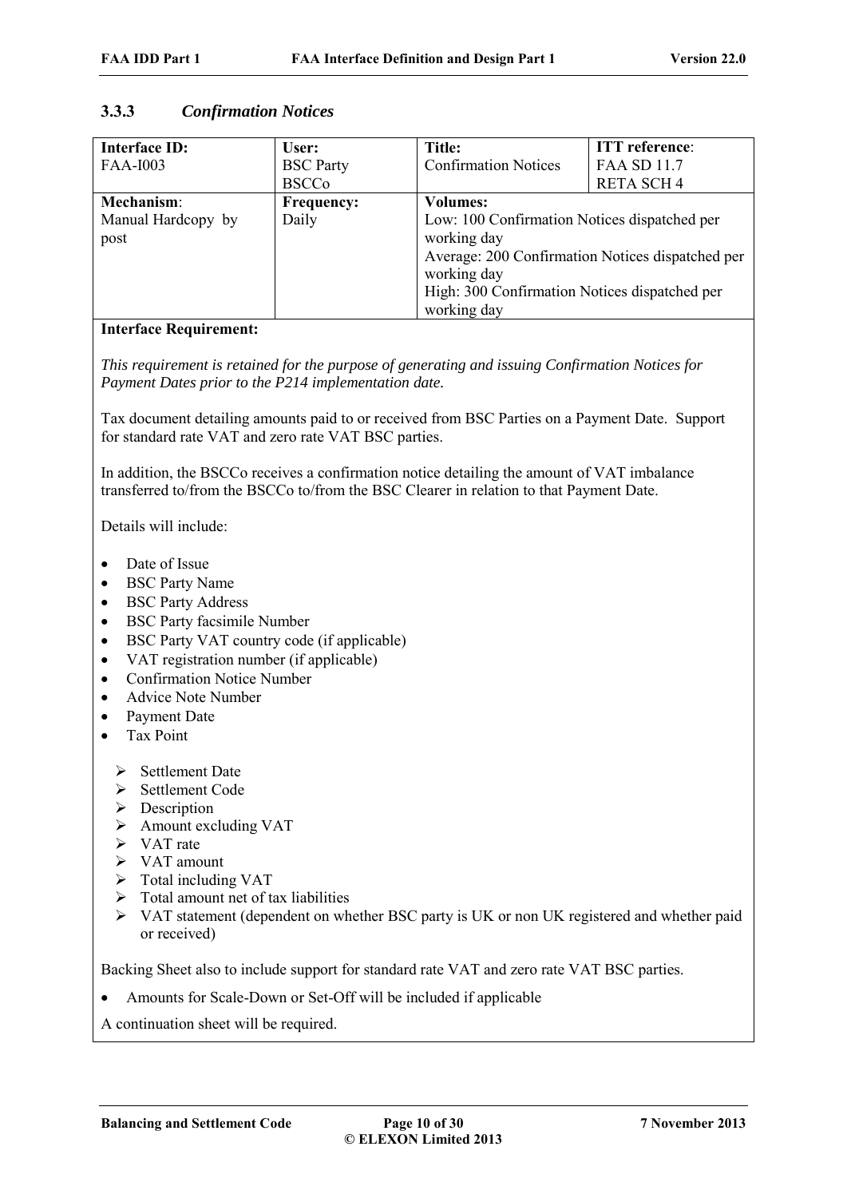### 3.3.3 *Confirmation Notices*

| **Interface ID:** FAA-I003 | **User:** BSC Party BSCCo | **Title:** Confirmation Notices | **ITT reference**: FAA SD 11.7 RETA SCH 4 |
|---|---|---|---|
| **Mechanism**: Manual Hardcopy by post | **Frequency:** Daily | **Volumes:** Low: 100 Confirmation Notices dispatched per working day Average: 200 Confirmation Notices dispatched per working day High: 300 Confirmation Notices dispatched per working day | |

**Interface Requirement:**

*This requirement is retained for the purpose of generating and issuing Confirmation Notices for Payment Dates prior to the P214 implementation date.*

Tax document detailing amounts paid to or received from BSC Parties on a Payment Date. Support for standard rate VAT and zero rate VAT BSC parties.

In addition, the BSCCo receives a confirmation notice detailing the amount of VAT imbalance transferred to/from the BSCCo to/from the BSC Clearer in relation to that Payment Date.

Details will include:

- Date of Issue
- BSC Party Name
- BSC Party Address
- BSC Party facsimile Number
- BSC Party VAT country code (if applicable)
- VAT registration number (if applicable)
- Confirmation Notice Number
- Advice Note Number
- Payment Date
- Tax Point

  - Settlement Date
  - Settlement Code
  - Description
  - Amount excluding VAT
  - VAT rate
  - VAT amount
  - Total including VAT
  - Total amount net of tax liabilities
  - VAT statement (dependent on whether BSC party is UK or non UK registered and whether paid or received)

Backing Sheet also to include support for standard rate VAT and zero rate VAT BSC parties.

- Amounts for Scale-Down or Set-Off will be included if applicable

A continuation sheet will be required.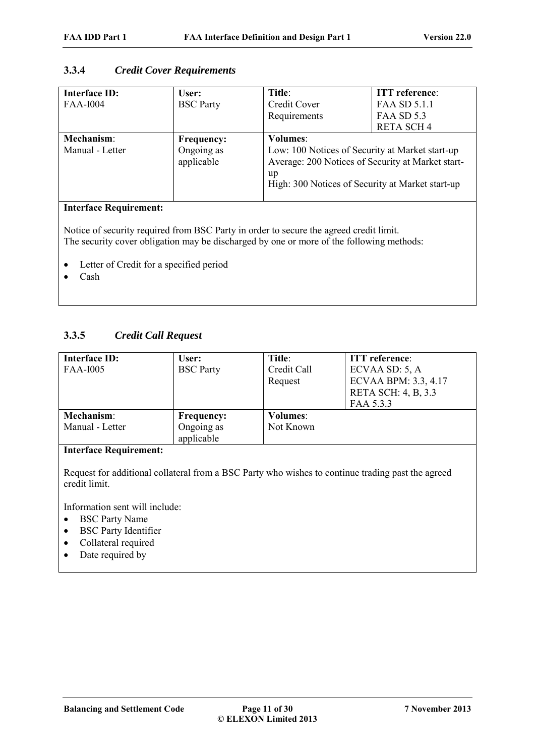### 3.3.4 *Credit Cover Requirements*

| **Interface ID:** FAA-I004 | **User:** BSC Party | **Title**: Credit Cover Requirements | **ITT reference**: FAA SD 5.1.1 FAA SD 5.3 RETA SCH 4 |
|---|---|---|---|
| **Mechanism**: Manual - Letter | **Frequency:** Ongoing as applicable | **Volumes**: Low: 100 Notices of Security at Market start-up Average: 200 Notices of Security at Market start-up High: 300 Notices of Security at Market start-up | |

**Interface Requirement:**

Notice of security required from BSC Party in order to secure the agreed credit limit.
The security cover obligation may be discharged by one or more of the following methods:

- Letter of Credit for a specified period
- Cash

### 3.3.5 *Credit Call Request*

| **Interface ID:** FAA-I005 | **User:** BSC Party | **Title**: Credit Call Request | **ITT reference**: ECVAA SD: 5, A ECVAA BPM: 3.3, 4.17 RETA SCH: 4, B, 3.3 FAA 5.3.3 |
|---|---|---|---|
| **Mechanism**: Manual - Letter | **Frequency:** Ongoing as applicable | **Volumes**: Not Known | |

**Interface Requirement:**

Request for additional collateral from a BSC Party who wishes to continue trading past the agreed credit limit.

Information sent will include:

- BSC Party Name
- BSC Party Identifier
- Collateral required
- Date required by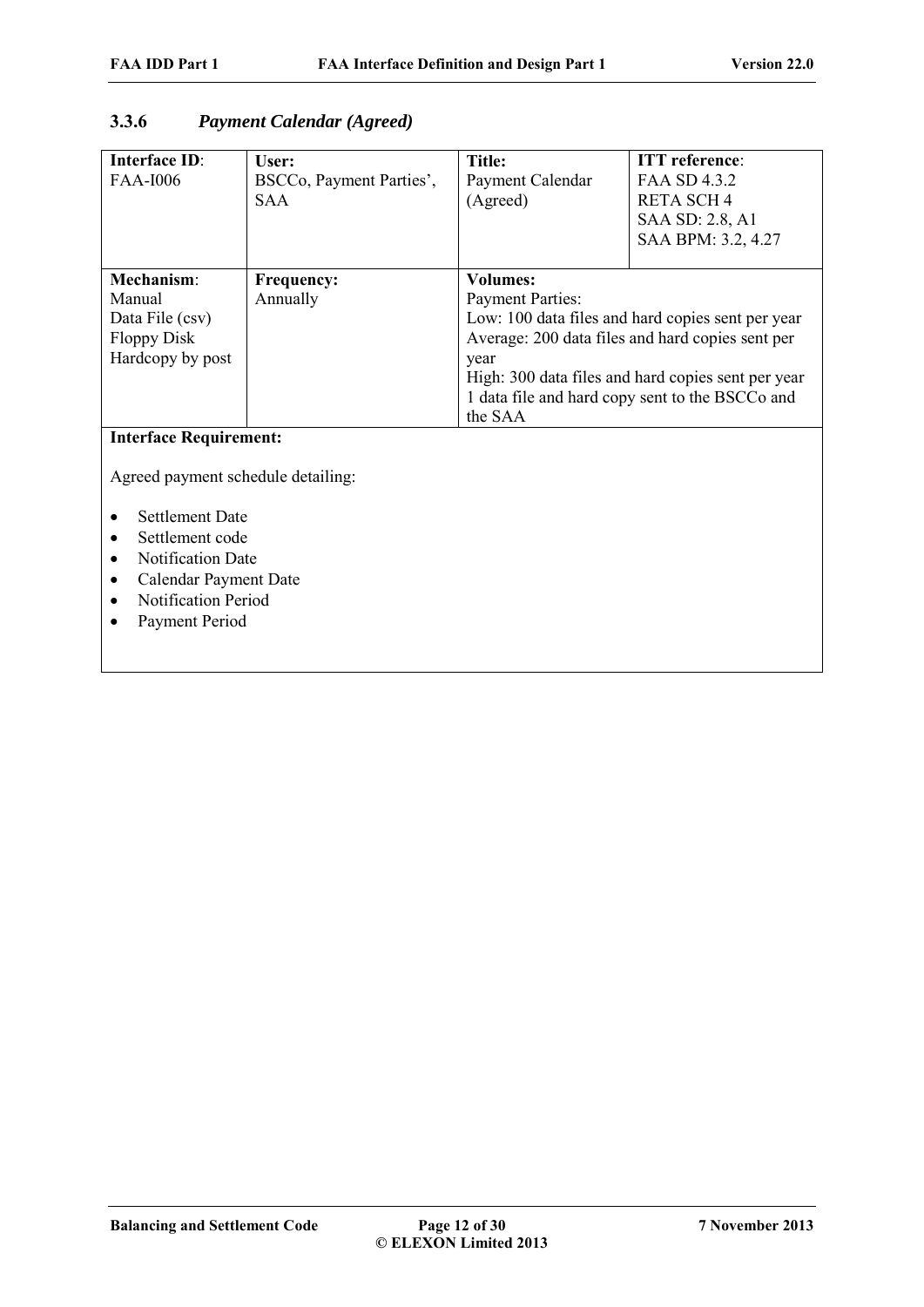### 3.3.6 *Payment Calendar (Agreed)*

| **Interface ID**: FAA-I006 | **User:** BSCCo, Payment Parties', SAA | **Title:** Payment Calendar (Agreed) | **ITT reference**: FAA SD 4.3.2 RETA SCH 4 SAA SD: 2.8, A1 SAA BPM: 3.2, 4.27 |
|---|---|---|---|
| **Mechanism**: Manual Data File (csv) Floppy Disk Hardcopy by post | **Frequency:** Annually | **Volumes:** Payment Parties: Low: 100 data files and hard copies sent per year Average: 200 data files and hard copies sent per year High: 300 data files and hard copies sent per year 1 data file and hard copy sent to the BSCCo and the SAA | |

**Interface Requirement:**

Agreed payment schedule detailing:

- Settlement Date
- Settlement code
- Notification Date
- Calendar Payment Date
- Notification Period
- Payment Period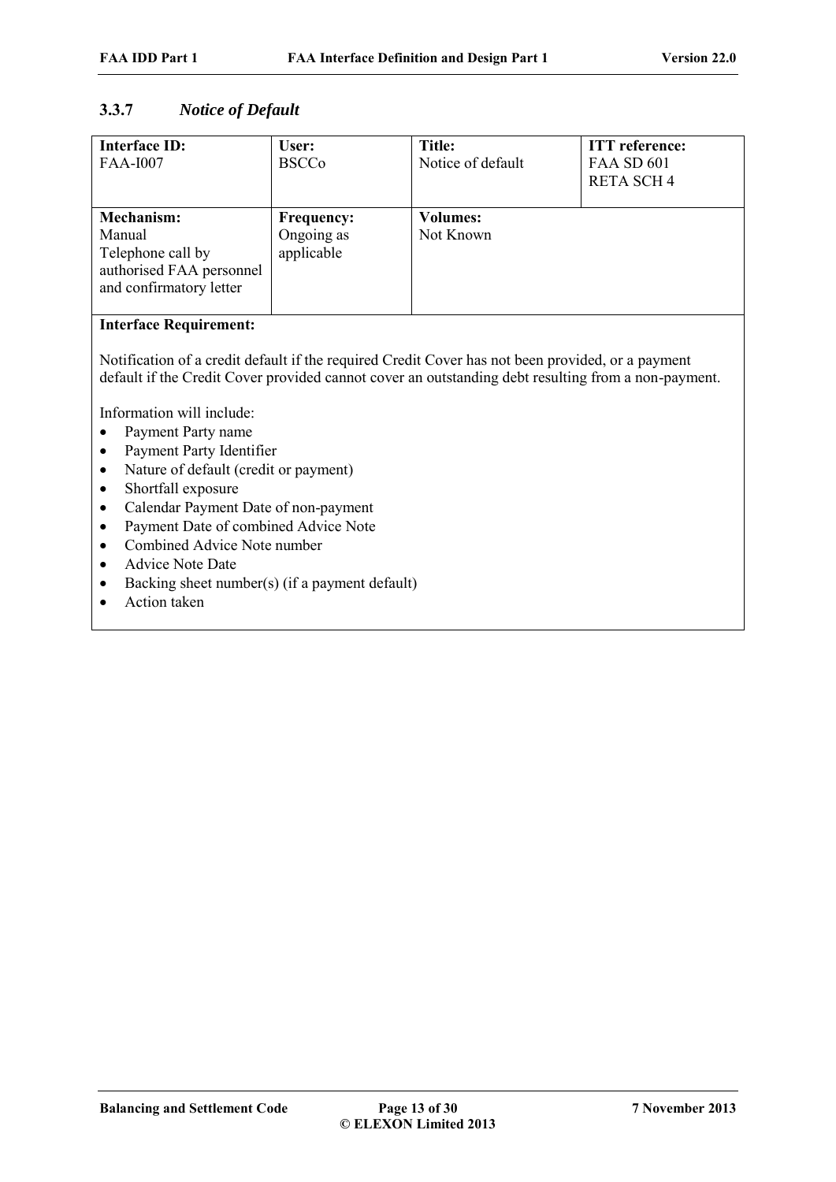### 3.3.7 *Notice of Default*

| **Interface ID:**<br>FAA-I007 | **User:**<br>BSCCo | **Title:**<br>Notice of default | **ITT reference:**<br>FAA SD 601<br>RETA SCH 4 |
|---|---|---|---|
| **Mechanism:**<br>Manual<br>Telephone call by authorised FAA personnel and confirmatory letter | **Frequency:**<br>Ongoing as applicable | **Volumes:**<br>Not Known | |

**Interface Requirement:**

Notification of a credit default if the required Credit Cover has not been provided, or a payment default if the Credit Cover provided cannot cover an outstanding debt resulting from a non-payment.

Information will include:

- Payment Party name
- Payment Party Identifier
- Nature of default (credit or payment)
- Shortfall exposure
- Calendar Payment Date of non-payment
- Payment Date of combined Advice Note
- Combined Advice Note number
- Advice Note Date
- Backing sheet number(s) (if a payment default)
- Action taken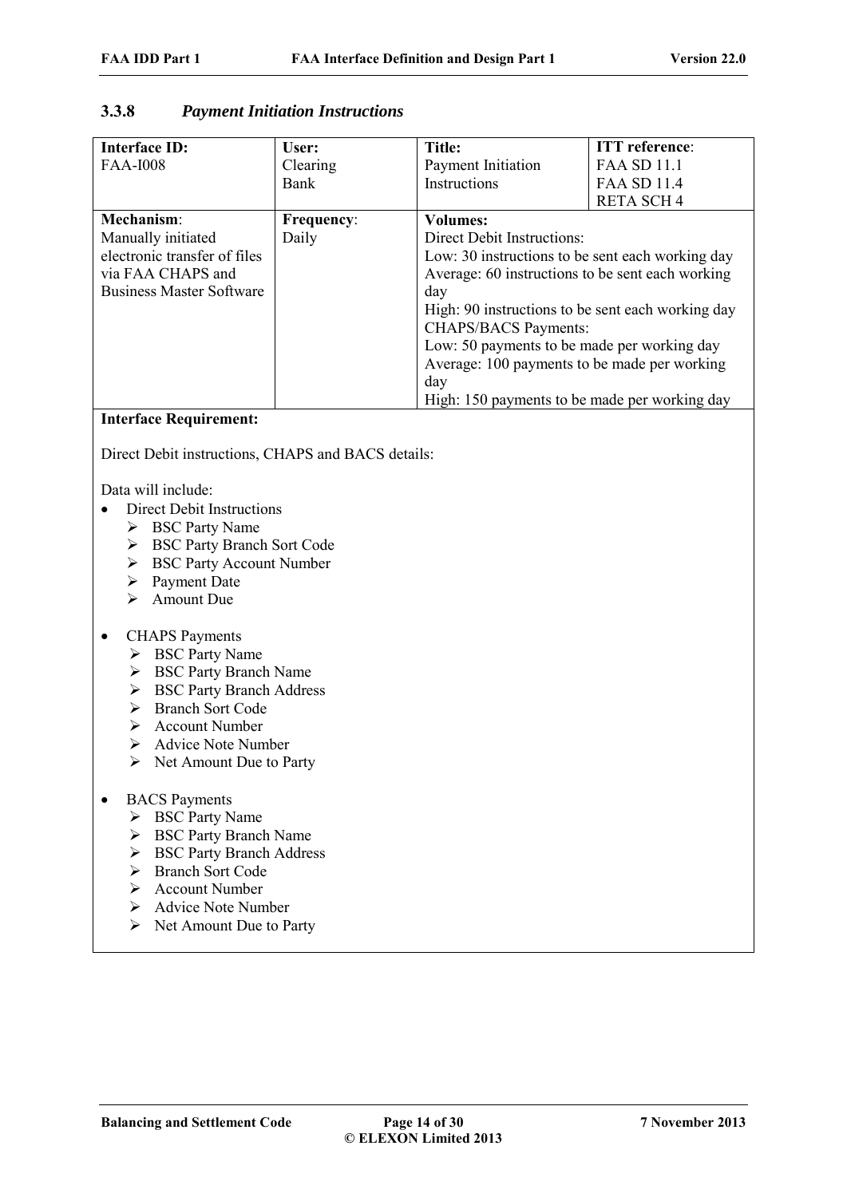### 3.3.8 *Payment Initiation Instructions*

| **Interface ID:** FAA-I008 | **User:** Clearing Bank | **Title:** Payment Initiation Instructions | **ITT reference**: FAA SD 11.1 FAA SD 11.4 RETA SCH 4 |
|---|---|---|---|
| **Mechanism**: Manually initiated electronic transfer of files via FAA CHAPS and Business Master Software | **Frequency**: Daily | **Volumes:** Direct Debit Instructions: Low: 30 instructions to be sent each working day Average: 60 instructions to be sent each working day High: 90 instructions to be sent each working day CHAPS/BACS Payments: Low: 50 payments to be made per working day Average: 100 payments to be made per working day High: 150 payments to be made per working day | |

**Interface Requirement:**

Direct Debit instructions, CHAPS and BACS details:

Data will include:

- Direct Debit Instructions
  - BSC Party Name
  - BSC Party Branch Sort Code
  - BSC Party Account Number
  - Payment Date
  - Amount Due

- CHAPS Payments
  - BSC Party Name
  - BSC Party Branch Name
  - BSC Party Branch Address
  - Branch Sort Code
  - Account Number
  - Advice Note Number
  - Net Amount Due to Party

- BACS Payments
  - BSC Party Name
  - BSC Party Branch Name
  - BSC Party Branch Address
  - Branch Sort Code
  - Account Number
  - Advice Note Number
  - Net Amount Due to Party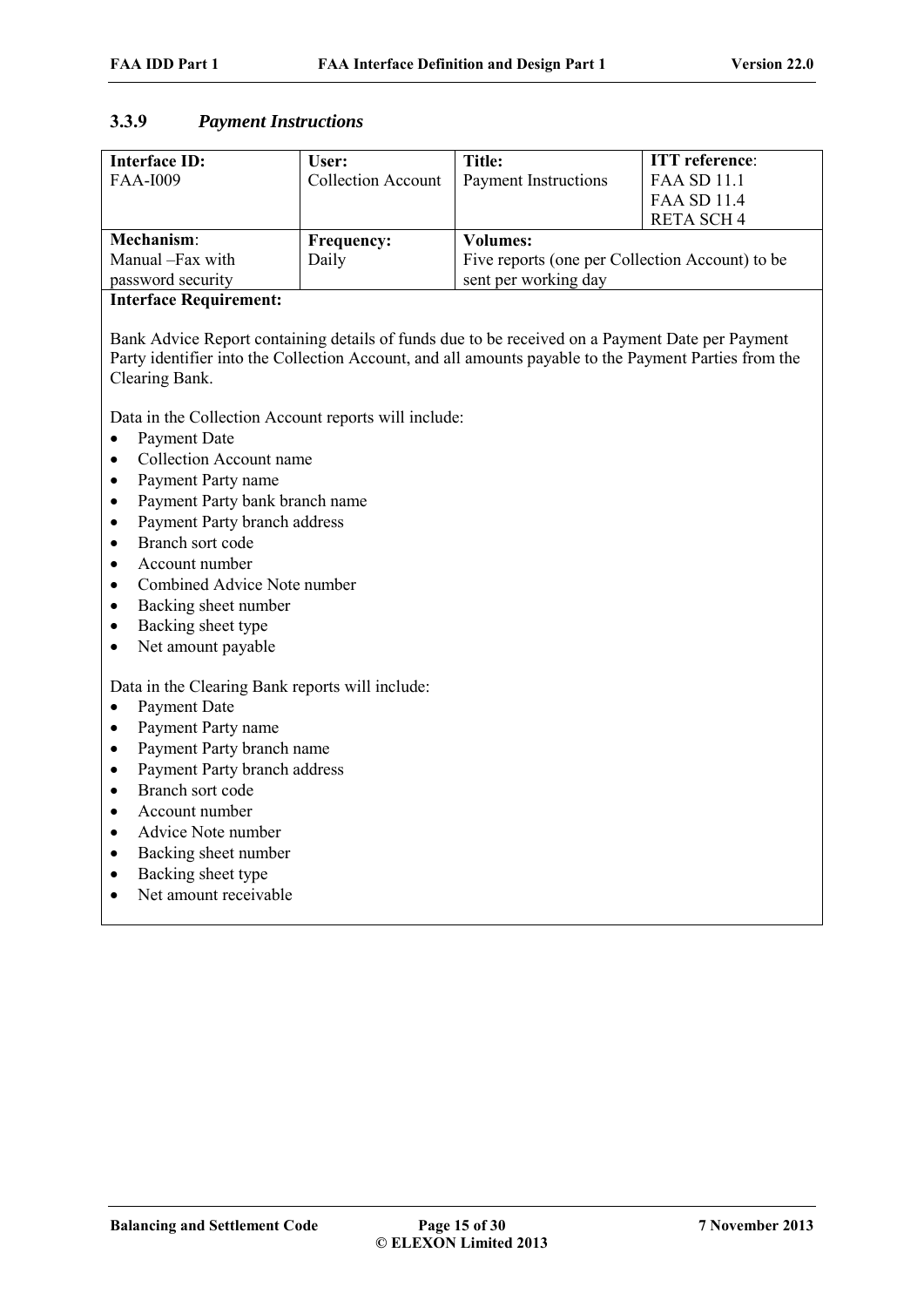### 3.3.9 *Payment Instructions*

| **Interface ID:** FAA-I009 | **User:** Collection Account | **Title:** Payment Instructions | **ITT reference**: FAA SD 11.1 FAA SD 11.4 RETA SCH 4 |
|---|---|---|---|
| **Mechanism**: Manual –Fax with password security | **Frequency:** Daily | **Volumes:** Five reports (one per Collection Account) to be sent per working day | |

**Interface Requirement:**

Bank Advice Report containing details of funds due to be received on a Payment Date per Payment Party identifier into the Collection Account, and all amounts payable to the Payment Parties from the Clearing Bank.

Data in the Collection Account reports will include:

- Payment Date
- Collection Account name
- Payment Party name
- Payment Party bank branch name
- Payment Party branch address
- Branch sort code
- Account number
- Combined Advice Note number
- Backing sheet number
- Backing sheet type
- Net amount payable

Data in the Clearing Bank reports will include:

- Payment Date
- Payment Party name
- Payment Party branch name
- Payment Party branch address
- Branch sort code
- Account number
- Advice Note number
- Backing sheet number
- Backing sheet type
- Net amount receivable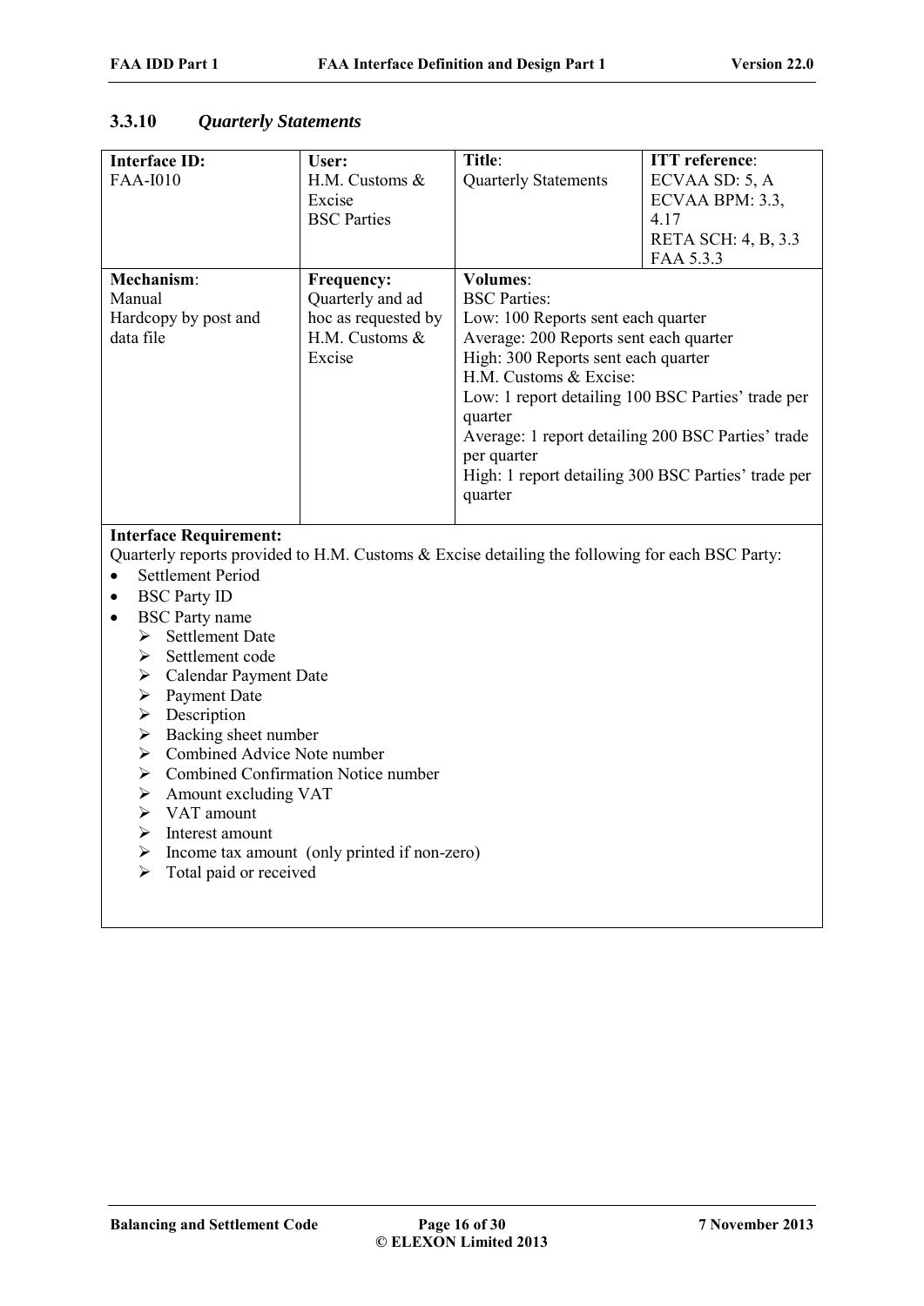### 3.3.10 *Quarterly Statements*

| **Interface ID:** FAA-I010 | **User:** H.M. Customs & Excise BSC Parties | **Title**: Quarterly Statements | **ITT reference**: ECVAA SD: 5, A ECVAA BPM: 3.3, 4.17 RETA SCH: 4, B, 3.3 FAA 5.3.3 |
|---|---|---|---|
| **Mechanism**: Manual Hardcopy by post and data file | **Frequency:** Quarterly and ad hoc as requested by H.M. Customs & Excise | **Volumes**: BSC Parties: Low: 100 Reports sent each quarter Average: 200 Reports sent each quarter High: 300 Reports sent each quarter H.M. Customs & Excise: Low: 1 report detailing 100 BSC Parties' trade per quarter Average: 1 report detailing 200 BSC Parties' trade per quarter High: 1 report detailing 300 BSC Parties' trade per quarter | |

**Interface Requirement:**

Quarterly reports provided to H.M. Customs & Excise detailing the following for each BSC Party:

- Settlement Period
- BSC Party ID
- BSC Party name
  - Settlement Date
  - Settlement code
  - Calendar Payment Date
  - Payment Date
  - Description
  - Backing sheet number
  - Combined Advice Note number
  - Combined Confirmation Notice number
  - Amount excluding VAT
  - VAT amount
  - Interest amount
  - Income tax amount (only printed if non-zero)
  - Total paid or received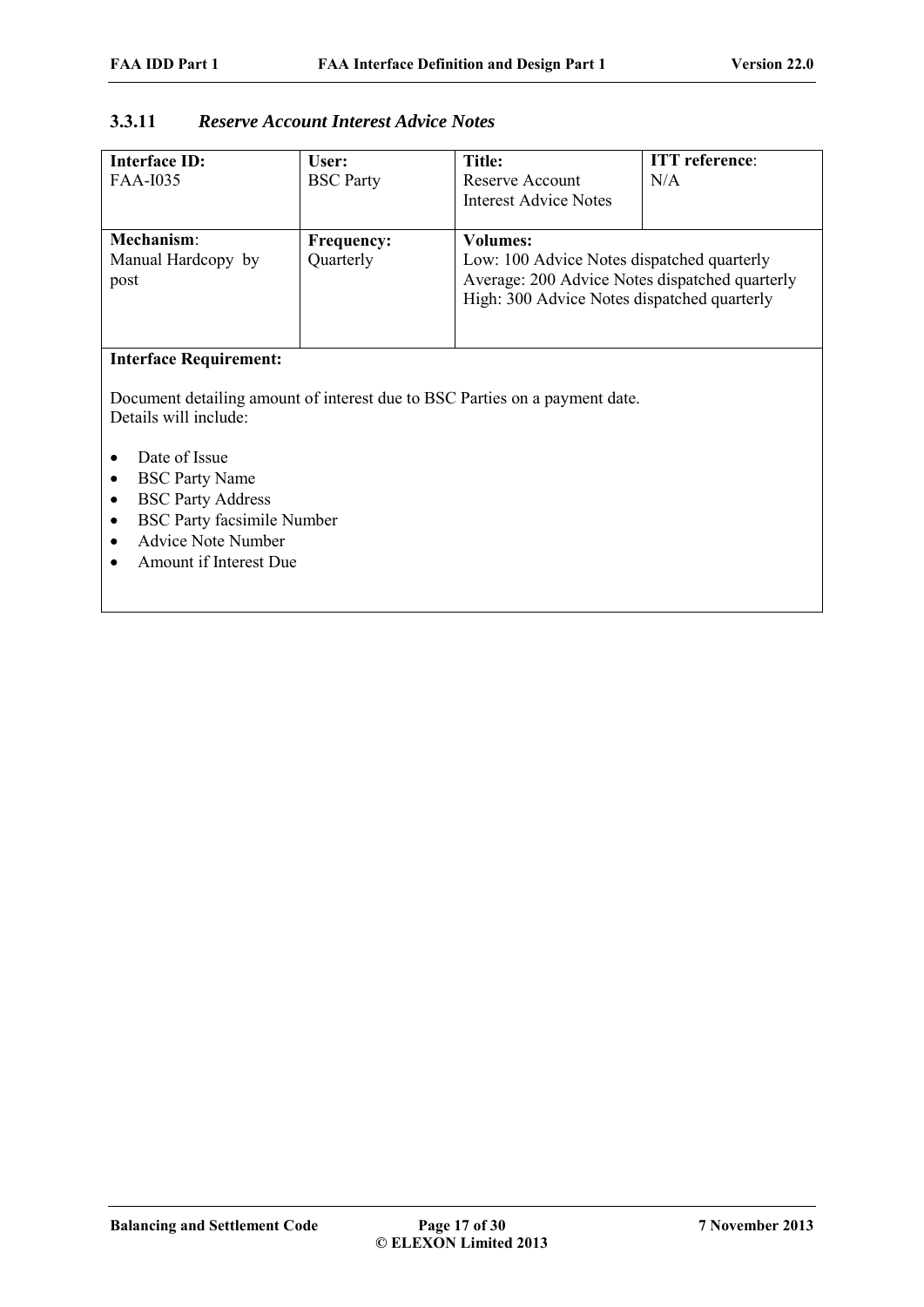### 3.3.11 *Reserve Account Interest Advice Notes*

| **Interface ID:** FAA-I035 | **User:** BSC Party | **Title:** Reserve Account Interest Advice Notes | **ITT reference**: N/A |
|---|---|---|---|
| **Mechanism**: Manual Hardcopy by post | **Frequency:** Quarterly | **Volumes:** Low: 100 Advice Notes dispatched quarterly<br>Average: 200 Advice Notes dispatched quarterly<br>High: 300 Advice Notes dispatched quarterly | |

**Interface Requirement:**

Document detailing amount of interest due to BSC Parties on a payment date.
Details will include:

- Date of Issue
- BSC Party Name
- BSC Party Address
- BSC Party facsimile Number
- Advice Note Number
- Amount if Interest Due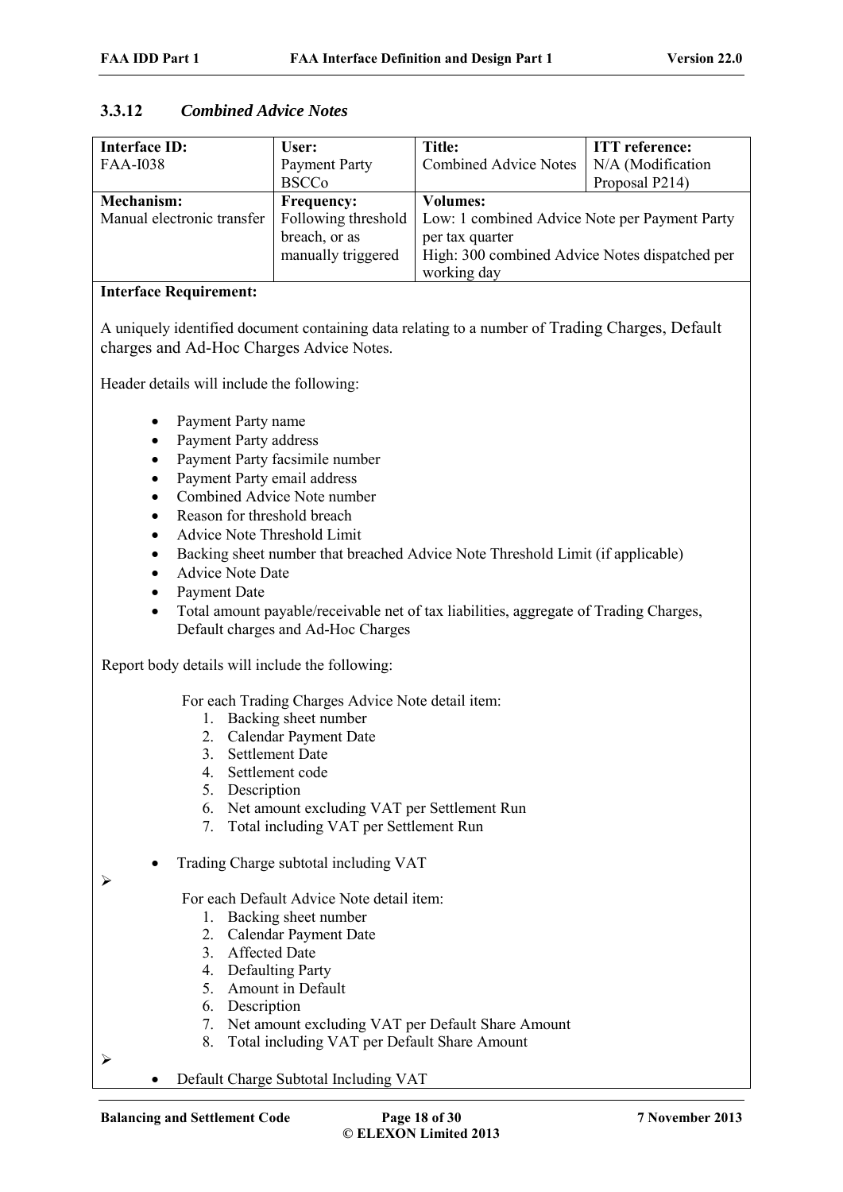### 3.3.12 *Combined Advice Notes*

| **Interface ID:** FAA-I038 | **User:** Payment Party BSCCo | **Title:** Combined Advice Notes | **ITT reference:** N/A (Modification Proposal P214) |
|---|---|---|---|
| **Mechanism:** Manual electronic transfer | **Frequency:** Following threshold breach, or as manually triggered | **Volumes:** Low: 1 combined Advice Note per Payment Party per tax quarter High: 300 combined Advice Notes dispatched per working day | |

**Interface Requirement:**

A uniquely identified document containing data relating to a number of Trading Charges, Default charges and Ad-Hoc Charges Advice Notes.

Header details will include the following:

- Payment Party name
- Payment Party address
- Payment Party facsimile number
- Payment Party email address
- Combined Advice Note number
- Reason for threshold breach
- Advice Note Threshold Limit
- Backing sheet number that breached Advice Note Threshold Limit (if applicable)
- Advice Note Date
- Payment Date
- Total amount payable/receivable net of tax liabilities, aggregate of Trading Charges, Default charges and Ad-Hoc Charges

Report body details will include the following:

For each Trading Charges Advice Note detail item:

1. Backing sheet number
2. Calendar Payment Date
3. Settlement Date
4. Settlement code
5. Description
6. Net amount excluding VAT per Settlement Run
7. Total including VAT per Settlement Run

- Trading Charge subtotal including VAT

➢

For each Default Advice Note detail item:

1. Backing sheet number
2. Calendar Payment Date
3. Affected Date
4. Defaulting Party
5. Amount in Default
6. Description
7. Net amount excluding VAT per Default Share Amount
8. Total including VAT per Default Share Amount

➢

- Default Charge Subtotal Including VAT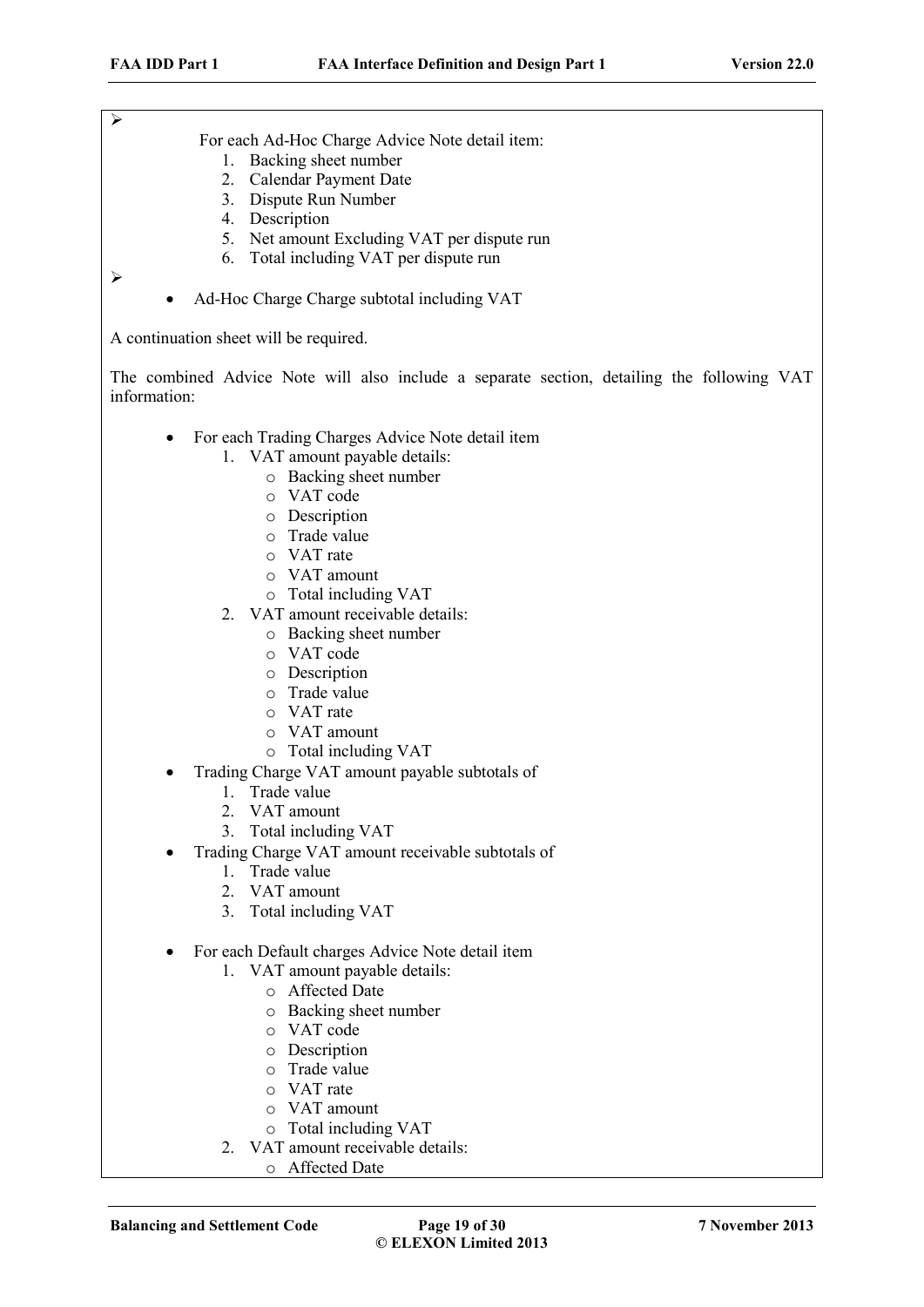➢

For each Ad-Hoc Charge Advice Note detail item:

1. Backing sheet number
2. Calendar Payment Date
3. Dispute Run Number
4. Description
5. Net amount Excluding VAT per dispute run
6. Total including VAT per dispute run

➢

- Ad-Hoc Charge Charge subtotal including VAT

A continuation sheet will be required.

The combined Advice Note will also include a separate section, detailing the following VAT information:

- For each Trading Charges Advice Note detail item
    1. VAT amount payable details:
        - Backing sheet number
        - VAT code
        - Description
        - Trade value
        - VAT rate
        - VAT amount
        - Total including VAT
    2. VAT amount receivable details:
        - Backing sheet number
        - VAT code
        - Description
        - Trade value
        - VAT rate
        - VAT amount
        - Total including VAT
- Trading Charge VAT amount payable subtotals of
    1. Trade value
    2. VAT amount
    3. Total including VAT
- Trading Charge VAT amount receivable subtotals of
    1. Trade value
    2. VAT amount
    3. Total including VAT

- For each Default charges Advice Note detail item
    1. VAT amount payable details:
        - Affected Date
        - Backing sheet number
        - VAT code
        - Description
        - Trade value
        - VAT rate
        - VAT amount
        - Total including VAT
    2. VAT amount receivable details:
        - Affected Date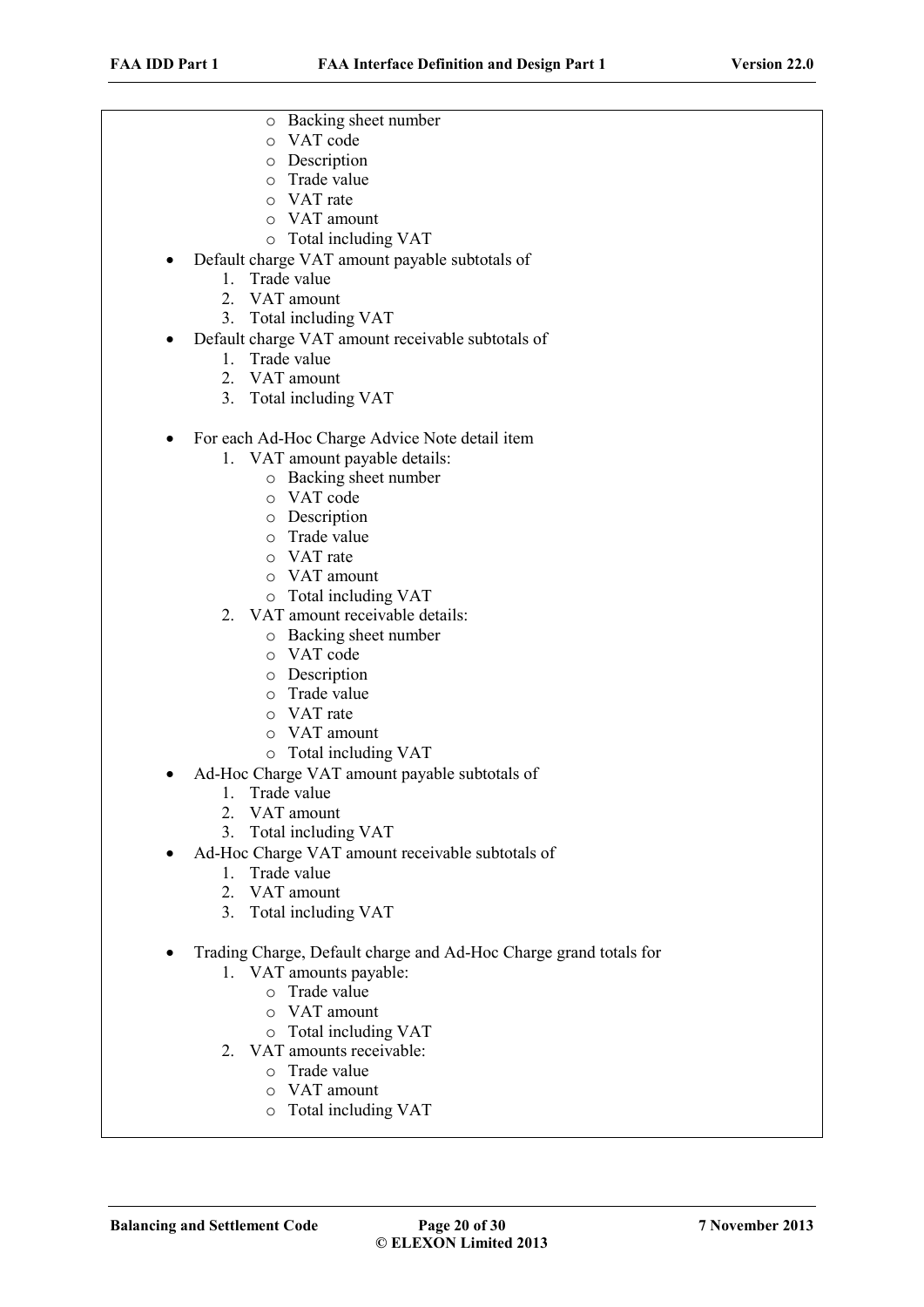- Backing sheet number
  - VAT code
  - Description
  - Trade value
  - VAT rate
  - VAT amount
  - Total including VAT
- Default charge VAT amount payable subtotals of
  1. Trade value
  2. VAT amount
  3. Total including VAT
- Default charge VAT amount receivable subtotals of
  1. Trade value
  2. VAT amount
  3. Total including VAT

- For each Ad-Hoc Charge Advice Note detail item
  1. VAT amount payable details:
     - Backing sheet number
     - VAT code
     - Description
     - Trade value
     - VAT rate
     - VAT amount
     - Total including VAT
  2. VAT amount receivable details:
     - Backing sheet number
     - VAT code
     - Description
     - Trade value
     - VAT rate
     - VAT amount
     - Total including VAT
- Ad-Hoc Charge VAT amount payable subtotals of
  1. Trade value
  2. VAT amount
  3. Total including VAT
- Ad-Hoc Charge VAT amount receivable subtotals of
  1. Trade value
  2. VAT amount
  3. Total including VAT

- Trading Charge, Default charge and Ad-Hoc Charge grand totals for
  1. VAT amounts payable:
     - Trade value
     - VAT amount
     - Total including VAT
  2. VAT amounts receivable:
     - Trade value
     - VAT amount
     - Total including VAT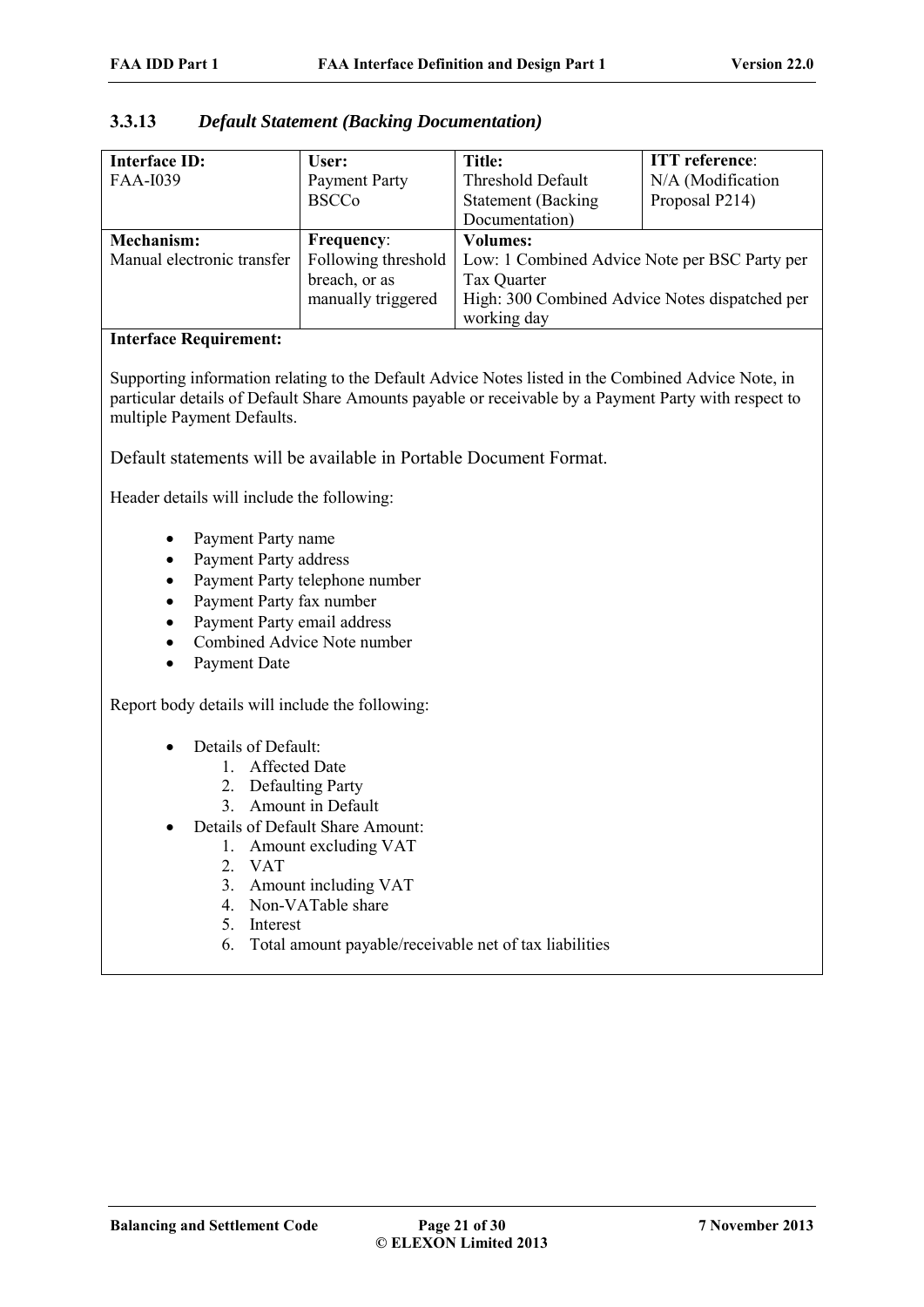### 3.3.13 *Default Statement (Backing Documentation)*

| **Interface ID:** FAA-I039 | **User:** Payment Party BSCCo | **Title:** Threshold Default Statement (Backing Documentation) | **ITT reference**: N/A (Modification Proposal P214) |
|---|---|---|---|
| **Mechanism:** Manual electronic transfer | **Frequency**: Following threshold breach, or as manually triggered | **Volumes:** Low: 1 Combined Advice Note per BSC Party per Tax Quarter High: 300 Combined Advice Notes dispatched per working day | |

**Interface Requirement:**

Supporting information relating to the Default Advice Notes listed in the Combined Advice Note, in particular details of Default Share Amounts payable or receivable by a Payment Party with respect to multiple Payment Defaults.

Default statements will be available in Portable Document Format.

Header details will include the following:

- Payment Party name
- Payment Party address
- Payment Party telephone number
- Payment Party fax number
- Payment Party email address
- Combined Advice Note number
- Payment Date

Report body details will include the following:

- Details of Default:
  1. Affected Date
  2. Defaulting Party
  3. Amount in Default
- Details of Default Share Amount:
  1. Amount excluding VAT
  2. VAT
  3. Amount including VAT
  4. Non-VATable share
  5. Interest
  6. Total amount payable/receivable net of tax liabilities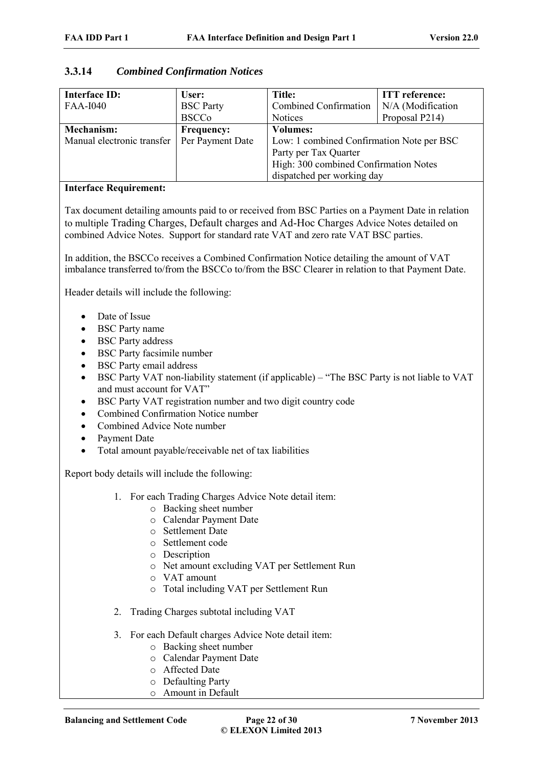### 3.3.14 *Combined Confirmation Notices*

| **Interface ID:** FAA-I040 | **User:** BSC Party BSCCo | **Title:** Combined Confirmation Notices | **ITT reference:** N/A (Modification Proposal P214) |
|---|---|---|---|
| **Mechanism:** Manual electronic transfer | **Frequency:** Per Payment Date | **Volumes:** Low: 1 combined Confirmation Note per BSC Party per Tax Quarter High: 300 combined Confirmation Notes dispatched per working day | |

**Interface Requirement:**

Tax document detailing amounts paid to or received from BSC Parties on a Payment Date in relation to multiple Trading Charges, Default charges and Ad-Hoc Charges Advice Notes detailed on combined Advice Notes. Support for standard rate VAT and zero rate VAT BSC parties.

In addition, the BSCCo receives a Combined Confirmation Notice detailing the amount of VAT imbalance transferred to/from the BSCCo to/from the BSC Clearer in relation to that Payment Date.

Header details will include the following:

- Date of Issue
- BSC Party name
- BSC Party address
- BSC Party facsimile number
- BSC Party email address
- BSC Party VAT non-liability statement (if applicable) – "The BSC Party is not liable to VAT and must account for VAT"
- BSC Party VAT registration number and two digit country code
- Combined Confirmation Notice number
- Combined Advice Note number
- Payment Date
- Total amount payable/receivable net of tax liabilities

Report body details will include the following:

1. For each Trading Charges Advice Note detail item:
    - Backing sheet number
    - Calendar Payment Date
    - Settlement Date
    - Settlement code
    - Description
    - Net amount excluding VAT per Settlement Run
    - VAT amount
    - Total including VAT per Settlement Run
2. Trading Charges subtotal including VAT
3. For each Default charges Advice Note detail item:
    - Backing sheet number
    - Calendar Payment Date
    - Affected Date
    - Defaulting Party
    - Amount in Default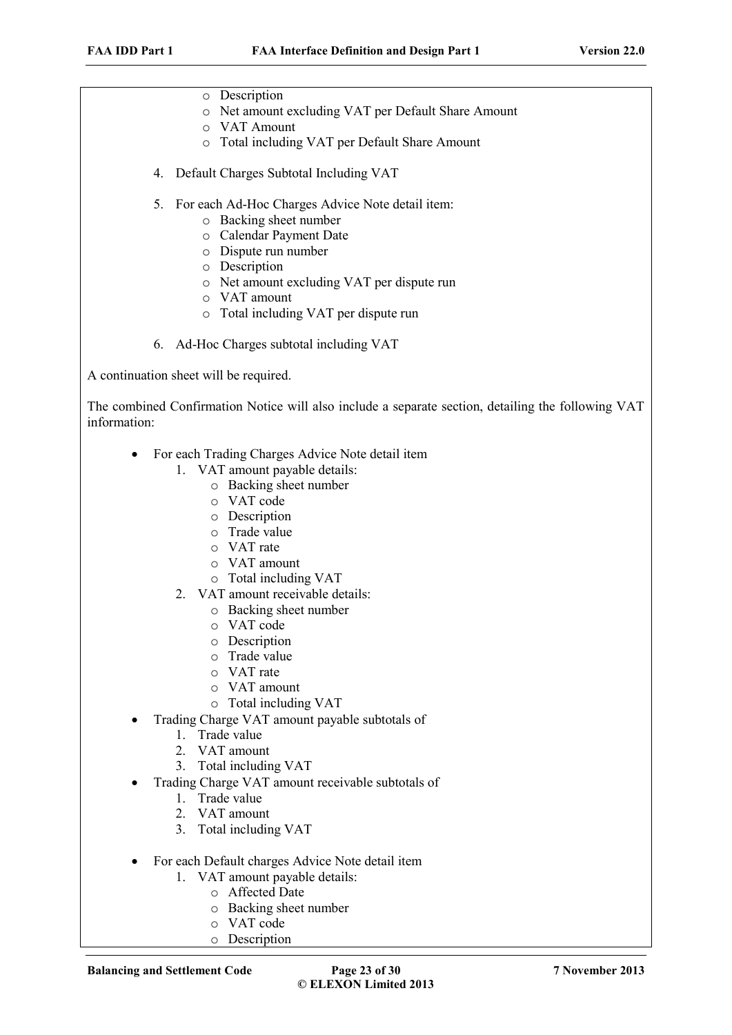- Description
    - Net amount excluding VAT per Default Share Amount
    - VAT Amount
    - Total including VAT per Default Share Amount

4. Default Charges Subtotal Including VAT

5. For each Ad-Hoc Charges Advice Note detail item:
    - Backing sheet number
    - Calendar Payment Date
    - Dispute run number
    - Description
    - Net amount excluding VAT per dispute run
    - VAT amount
    - Total including VAT per dispute run

6. Ad-Hoc Charges subtotal including VAT

A continuation sheet will be required.

The combined Confirmation Notice will also include a separate section, detailing the following VAT information:

- For each Trading Charges Advice Note detail item
    1. VAT amount payable details:
        - Backing sheet number
        - VAT code
        - Description
        - Trade value
        - VAT rate
        - VAT amount
        - Total including VAT
    2. VAT amount receivable details:
        - Backing sheet number
        - VAT code
        - Description
        - Trade value
        - VAT rate
        - VAT amount
        - Total including VAT
- Trading Charge VAT amount payable subtotals of
    1. Trade value
    2. VAT amount
    3. Total including VAT
- Trading Charge VAT amount receivable subtotals of
    1. Trade value
    2. VAT amount
    3. Total including VAT

- For each Default charges Advice Note detail item
    1. VAT amount payable details:
        - Affected Date
        - Backing sheet number
        - VAT code
        - Description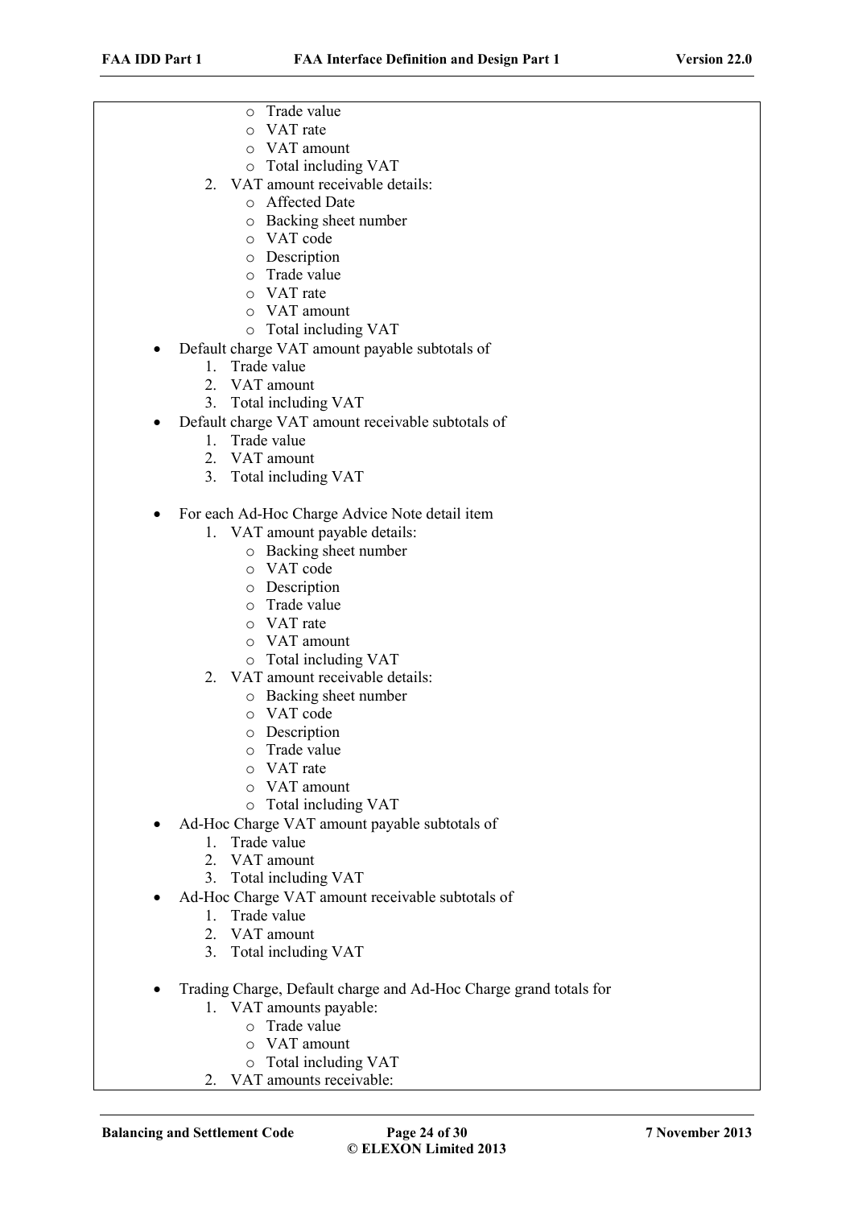- Trade value
        - VAT rate
        - VAT amount
        - Total including VAT
    2. VAT amount receivable details:
        - Affected Date
        - Backing sheet number
        - VAT code
        - Description
        - Trade value
        - VAT rate
        - VAT amount
        - Total including VAT

- Default charge VAT amount payable subtotals of
    1. Trade value
    2. VAT amount
    3. Total including VAT
- Default charge VAT amount receivable subtotals of
    1. Trade value
    2. VAT amount
    3. Total including VAT

- For each Ad-Hoc Charge Advice Note detail item
    1. VAT amount payable details:
        - Backing sheet number
        - VAT code
        - Description
        - Trade value
        - VAT rate
        - VAT amount
        - Total including VAT
    2. VAT amount receivable details:
        - Backing sheet number
        - VAT code
        - Description
        - Trade value
        - VAT rate
        - VAT amount
        - Total including VAT
- Ad-Hoc Charge VAT amount payable subtotals of
    1. Trade value
    2. VAT amount
    3. Total including VAT
- Ad-Hoc Charge VAT amount receivable subtotals of
    1. Trade value
    2. VAT amount
    3. Total including VAT

- Trading Charge, Default charge and Ad-Hoc Charge grand totals for
    1. VAT amounts payable:
        - Trade value
        - VAT amount
        - Total including VAT
    2. VAT amounts receivable: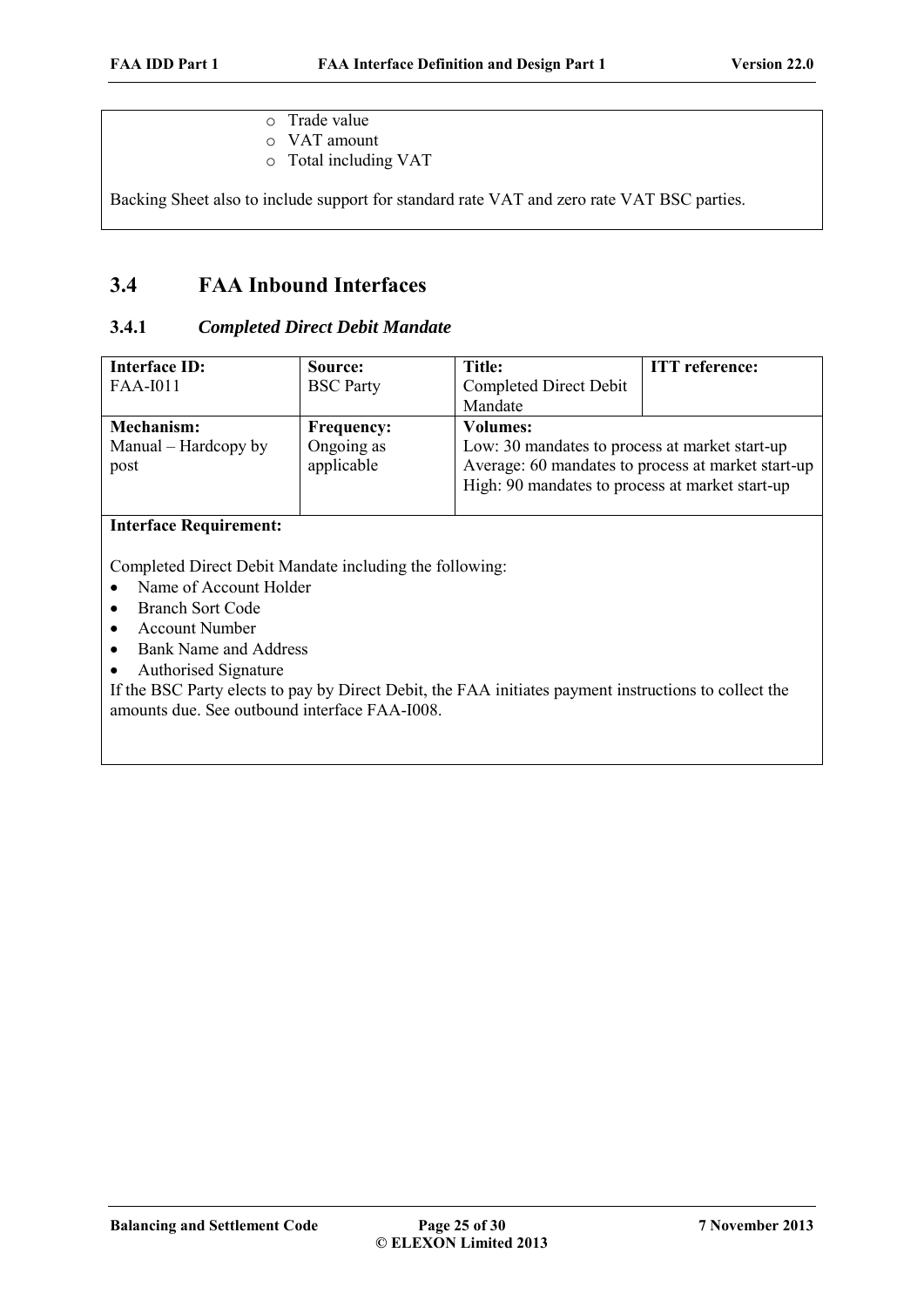- Trade value
- VAT amount
- Total including VAT

Backing Sheet also to include support for standard rate VAT and zero rate VAT BSC parties.

## 3.4 FAA Inbound Interfaces

### 3.4.1 *Completed Direct Debit Mandate*

| **Interface ID:** FAA-I011 | **Source:** BSC Party | **Title:** Completed Direct Debit Mandate | **ITT reference:** |
|---|---|---|---|
| **Mechanism:** Manual – Hardcopy by post | **Frequency:** Ongoing as applicable | **Volumes:** Low: 30 mandates to process at market start-up Average: 60 mandates to process at market start-up High: 90 mandates to process at market start-up | |

**Interface Requirement:**

Completed Direct Debit Mandate including the following:

- Name of Account Holder
- Branch Sort Code
- Account Number
- Bank Name and Address
- Authorised Signature

If the BSC Party elects to pay by Direct Debit, the FAA initiates payment instructions to collect the amounts due. See outbound interface FAA-I008.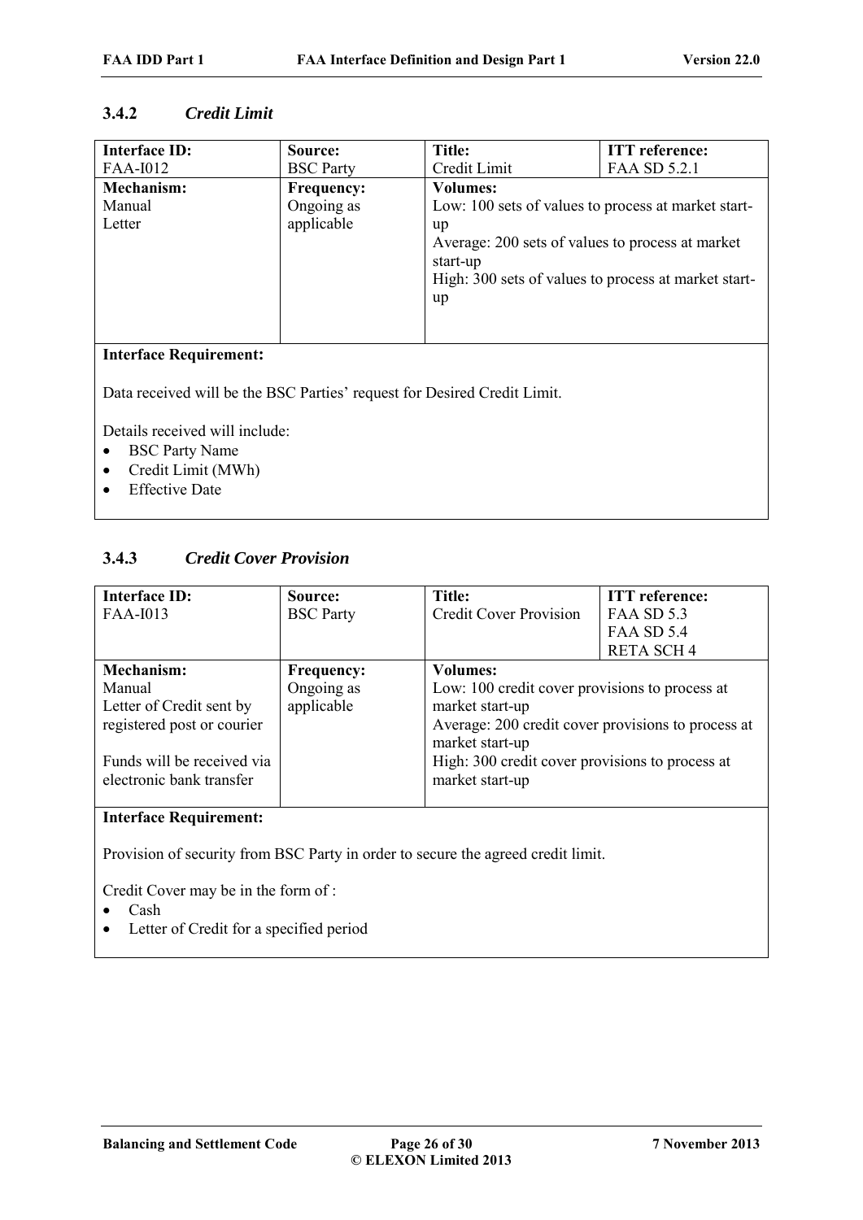### 3.4.2 *Credit Limit*

| **Interface ID:** FAA-I012 | **Source:** BSC Party | **Title:** Credit Limit | **ITT reference:** FAA SD 5.2.1 |
|---|---|---|---|
| **Mechanism:** Manual Letter | **Frequency:** Ongoing as applicable | **Volumes:** Low: 100 sets of values to process at market start-up Average: 200 sets of values to process at market start-up High: 300 sets of values to process at market start-up | |

**Interface Requirement:**

Data received will be the BSC Parties' request for Desired Credit Limit.

Details received will include:

- BSC Party Name
- Credit Limit (MWh)
- Effective Date

### 3.4.3 *Credit Cover Provision*

| **Interface ID:** FAA-I013 | **Source:** BSC Party | **Title:** Credit Cover Provision | **ITT reference:** FAA SD 5.3 FAA SD 5.4 RETA SCH 4 |
|---|---|---|---|
| **Mechanism:** Manual Letter of Credit sent by registered post or courier Funds will be received via electronic bank transfer | **Frequency:** Ongoing as applicable | **Volumes:** Low: 100 credit cover provisions to process at market start-up Average: 200 credit cover provisions to process at market start-up High: 300 credit cover provisions to process at market start-up | |

**Interface Requirement:**

Provision of security from BSC Party in order to secure the agreed credit limit.

Credit Cover may be in the form of :

- Cash
- Letter of Credit for a specified period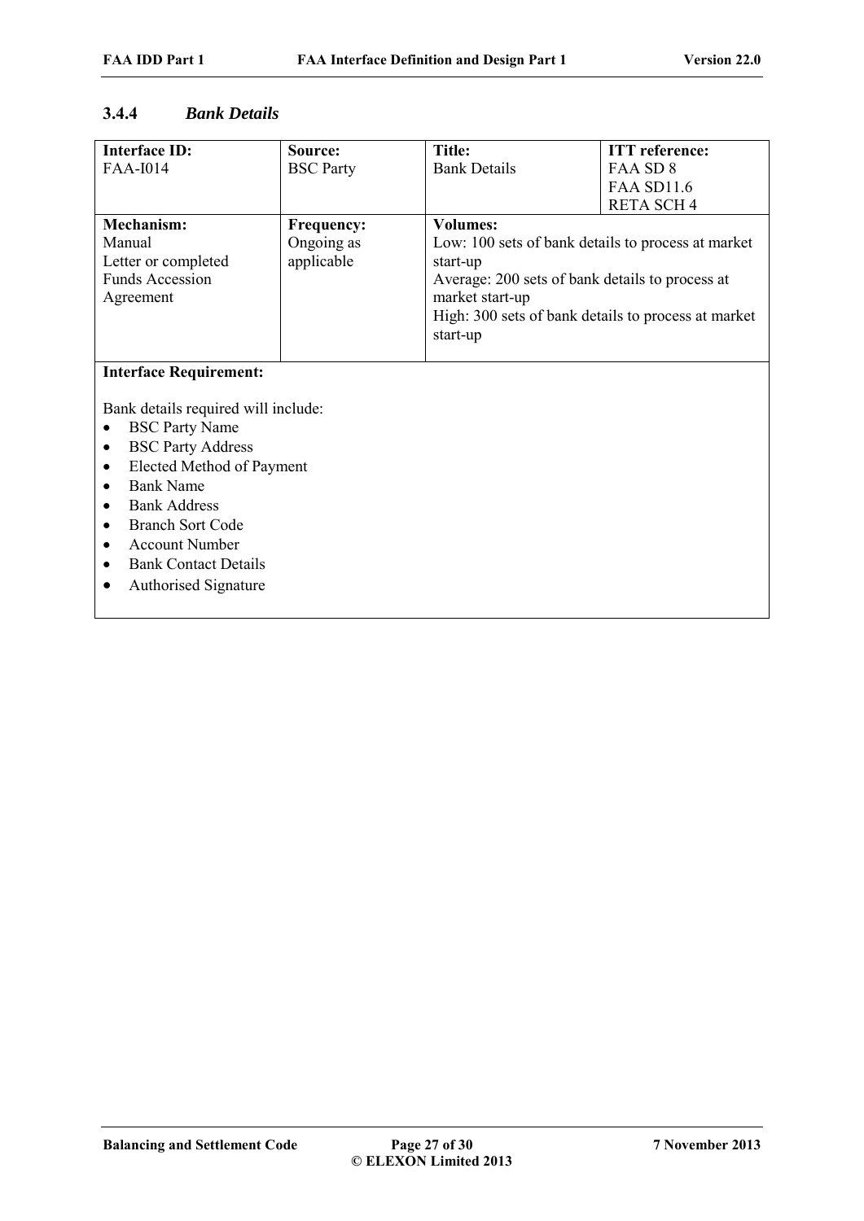### 3.4.4 *Bank Details*

| **Interface ID:** | **Source:** | **Title:** | **ITT reference:** |
|---|---|---|---|
| FAA-I014 | BSC Party | Bank Details | FAA SD 8<br>FAA SD11.6<br>RETA SCH 4 |
| **Mechanism:**<br>Manual<br>Letter or completed Funds Accession Agreement | **Frequency:**<br>Ongoing as applicable | **Volumes:**<br>Low: 100 sets of bank details to process at market start-up<br>Average: 200 sets of bank details to process at market start-up<br>High: 300 sets of bank details to process at market start-up | |

**Interface Requirement:**

Bank details required will include:

- BSC Party Name
- BSC Party Address
- Elected Method of Payment
- Bank Name
- Bank Address
- Branch Sort Code
- Account Number
- Bank Contact Details
- Authorised Signature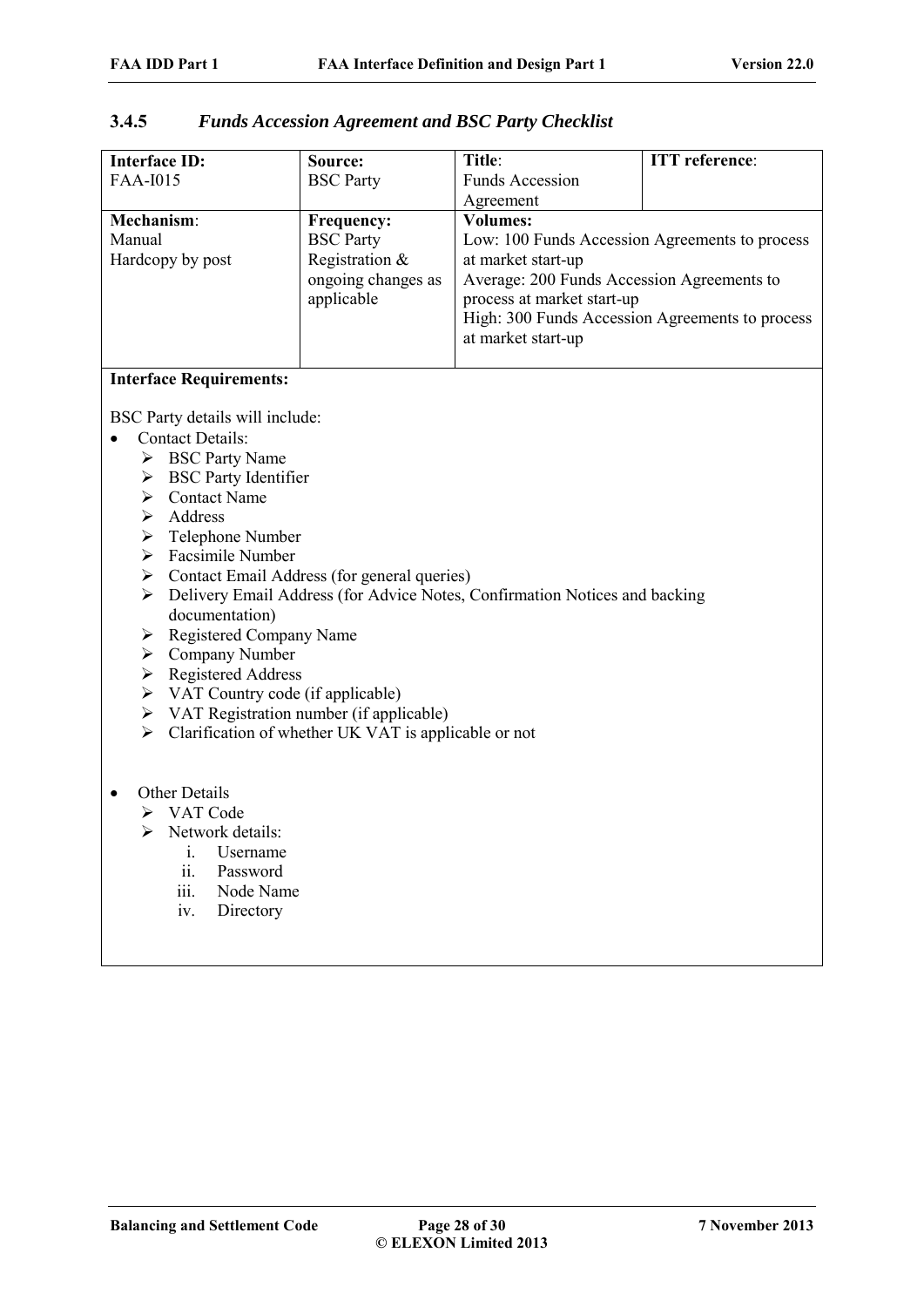### 3.4.5 *Funds Accession Agreement and BSC Party Checklist*

| **Interface ID:** FAA-I015 | **Source:** BSC Party | **Title**: Funds Accession Agreement | **ITT reference**: |
|---|---|---|---|
| **Mechanism**: Manual Hardcopy by post | **Frequency:** BSC Party Registration & ongoing changes as applicable | **Volumes:** Low: 100 Funds Accession Agreements to process at market start-up Average: 200 Funds Accession Agreements to process at market start-up High: 300 Funds Accession Agreements to process at market start-up | |

**Interface Requirements:**

BSC Party details will include:

- Contact Details:
  - BSC Party Name
  - BSC Party Identifier
  - Contact Name
  - Address
  - Telephone Number
  - Facsimile Number
  - Contact Email Address (for general queries)
  - Delivery Email Address (for Advice Notes, Confirmation Notices and backing documentation)
  - Registered Company Name
  - Company Number
  - Registered Address
  - VAT Country code (if applicable)
  - VAT Registration number (if applicable)
  - Clarification of whether UK VAT is applicable or not

- Other Details
  - VAT Code
  - Network details:
    1. Username
    2. Password
    3. Node Name
    4. Directory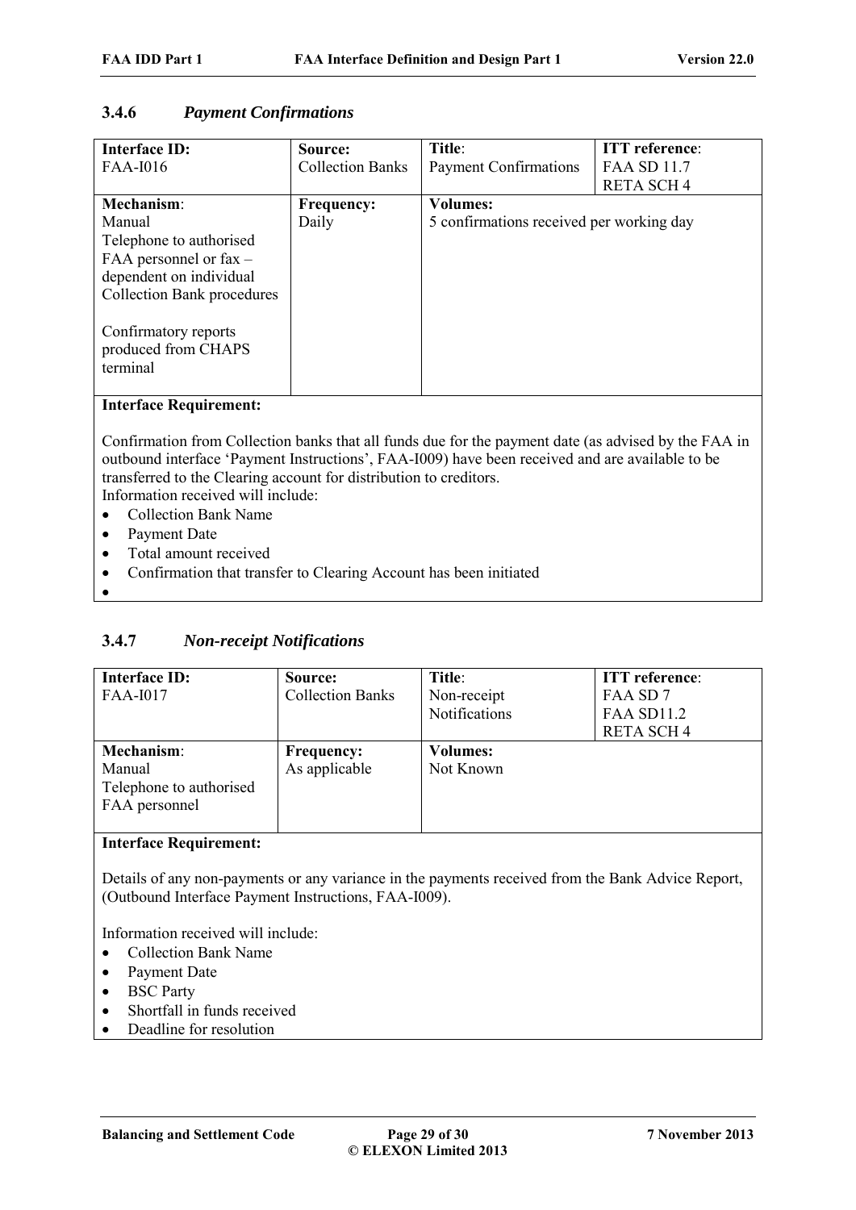### 3.4.6 *Payment Confirmations*

| **Interface ID:** FAA-I016 | **Source:** Collection Banks | **Title**: Payment Confirmations | **ITT reference**: FAA SD 11.7 RETA SCH 4 |
|---|---|---|---|
| **Mechanism**: Manual Telephone to authorised FAA personnel or fax – dependent on individual Collection Bank procedures<br><br>Confirmatory reports produced from CHAPS terminal | **Frequency:** Daily | **Volumes:** 5 confirmations received per working day | |

**Interface Requirement:**

Confirmation from Collection banks that all funds due for the payment date (as advised by the FAA in outbound interface 'Payment Instructions', FAA-I009) have been received and are available to be transferred to the Clearing account for distribution to creditors.
Information received will include:

- Collection Bank Name
- Payment Date
- Total amount received
- Confirmation that transfer to Clearing Account has been initiated
-

### 3.4.7 *Non-receipt Notifications*

| **Interface ID:** FAA-I017 | **Source:** Collection Banks | **Title**: Non-receipt Notifications | **ITT reference**: FAA SD 7 FAA SD11.2 RETA SCH 4 |
|---|---|---|---|
| **Mechanism**: Manual Telephone to authorised FAA personnel | **Frequency:** As applicable | **Volumes:** Not Known | |

**Interface Requirement:**

Details of any non-payments or any variance in the payments received from the Bank Advice Report, (Outbound Interface Payment Instructions, FAA-I009).

Information received will include:

- Collection Bank Name
- Payment Date
- BSC Party
- Shortfall in funds received
- Deadline for resolution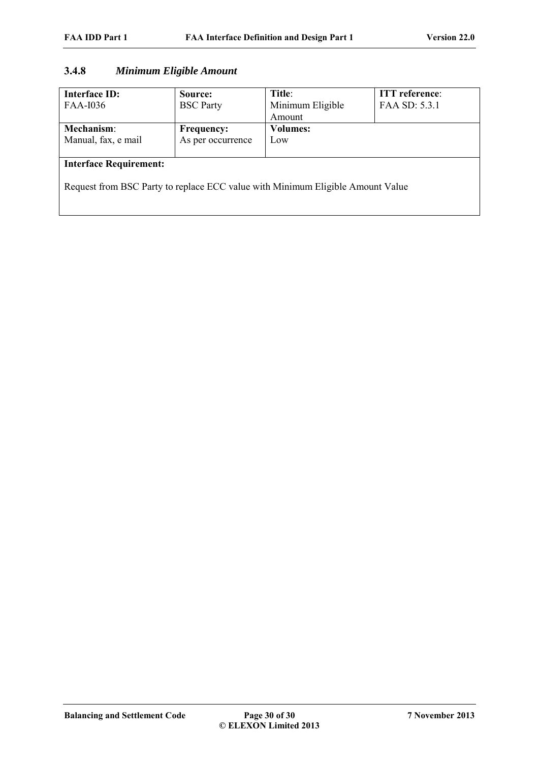### 3.4.8 *Minimum Eligible Amount*

| | | | |
|---|---|---|---|
| **Interface ID:**<br>FAA-I036 | **Source:**<br>BSC Party | **Title**:<br>Minimum Eligible Amount | **ITT reference**:<br>FAA SD: 5.3.1 |
| **Mechanism**:<br>Manual, fax, e mail | **Frequency:**<br>As per occurrence | **Volumes:**<br>Low | |
| **Interface Requirement:**<br><br>Request from BSC Party to replace ECC value with Minimum Eligible Amount Value | | | |